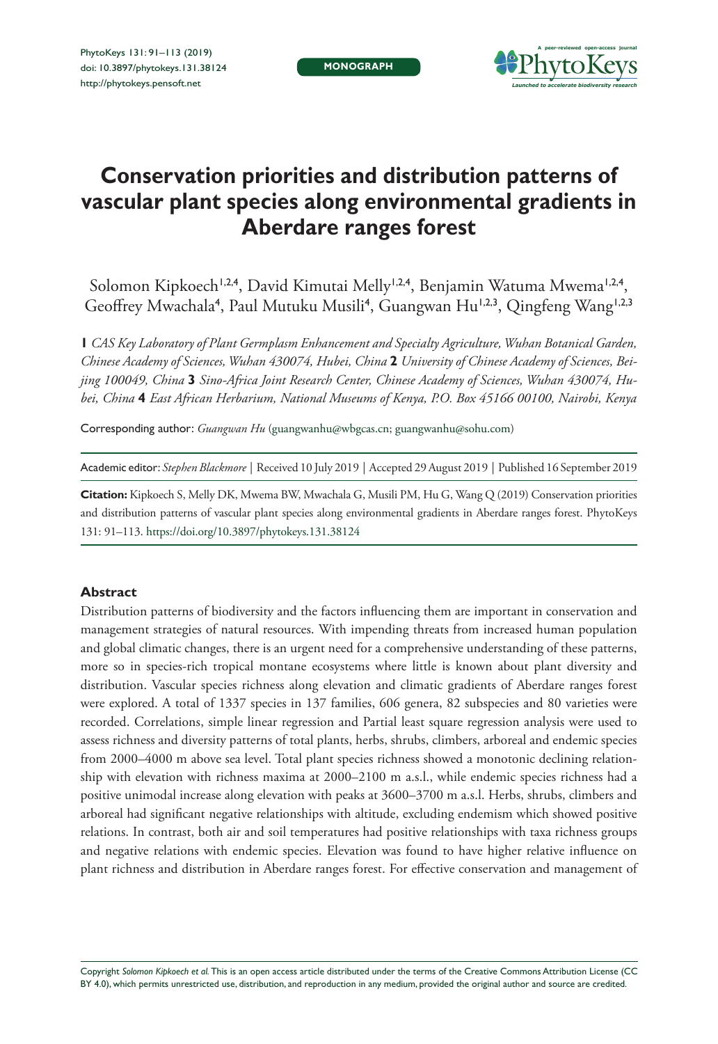MONOGRAPH

# Conservation priorities and distribution patterns of vascular plant species along environmental gradients in Aberdare ranges forest

Solomon Kipkoech[1,2,4], David Kimutai Melly[1,2,4], Benjamin Watuma Mwema[1,2,4], Geoffrey Mwachala[4], Paul Mutuku Musili[4], Guangwan Hu[1,2,3], Qingfeng Wang[1,2,3]

**1** *CAS Key Laboratory of Plant Germplasm Enhancement and Specialty Agriculture, Wuhan Botanical Garden, Chinese Academy of Sciences, Wuhan 430074, Hubei, China* **2** *University of Chinese Academy of Sciences, Beijing 100049, China* **3** *Sino-Africa Joint Research Center, Chinese Academy of Sciences, Wuhan 430074, Hubei, China* **4** *East African Herbarium, National Museums of Kenya, P.O. Box 45166 00100, Nairobi, Kenya*

Corresponding author: *Guangwan Hu* (guangwanhu@wbgcas.cn; guangwanhu@sohu.com)

Academic editor: *Stephen Blackmore* | Received 10 July 2019 | Accepted 29 August 2019 | Published 16 September 2019

**Citation:** Kipkoech S, Melly DK, Mwema BW, Mwachala G, Musili PM, Hu G, Wang Q (2019) Conservation priorities and distribution patterns of vascular plant species along environmental gradients in Aberdare ranges forest. PhytoKeys 131: 91–113. https://doi.org/10.3897/phytokeys.131.38124

### Abstract

Distribution patterns of biodiversity and the factors influencing them are important in conservation and management strategies of natural resources. With impending threats from increased human population and global climatic changes, there is an urgent need for a comprehensive understanding of these patterns, more so in species-rich tropical montane ecosystems where little is known about plant diversity and distribution. Vascular species richness along elevation and climatic gradients of Aberdare ranges forest were explored. A total of 1337 species in 137 families, 606 genera, 82 subspecies and 80 varieties were recorded. Correlations, simple linear regression and Partial least square regression analysis were used to assess richness and diversity patterns of total plants, herbs, shrubs, climbers, arboreal and endemic species from 2000–4000 m above sea level. Total plant species richness showed a monotonic declining relationship with elevation with richness maxima at 2000–2100 m a.s.l., while endemic species richness had a positive unimodal increase along elevation with peaks at 3600–3700 m a.s.l. Herbs, shrubs, climbers and arboreal had significant negative relationships with altitude, excluding endemism which showed positive relations. In contrast, both air and soil temperatures had positive relationships with taxa richness groups and negative relations with endemic species. Elevation was found to have higher relative influence on plant richness and distribution in Aberdare ranges forest. For effective conservation and management of

Copyright *Solomon Kipkoech et al.* This is an open access article distributed under the terms of the Creative Commons Attribution License (CC BY 4.0), which permits unrestricted use, distribution, and reproduction in any medium, provided the original author and source are credited.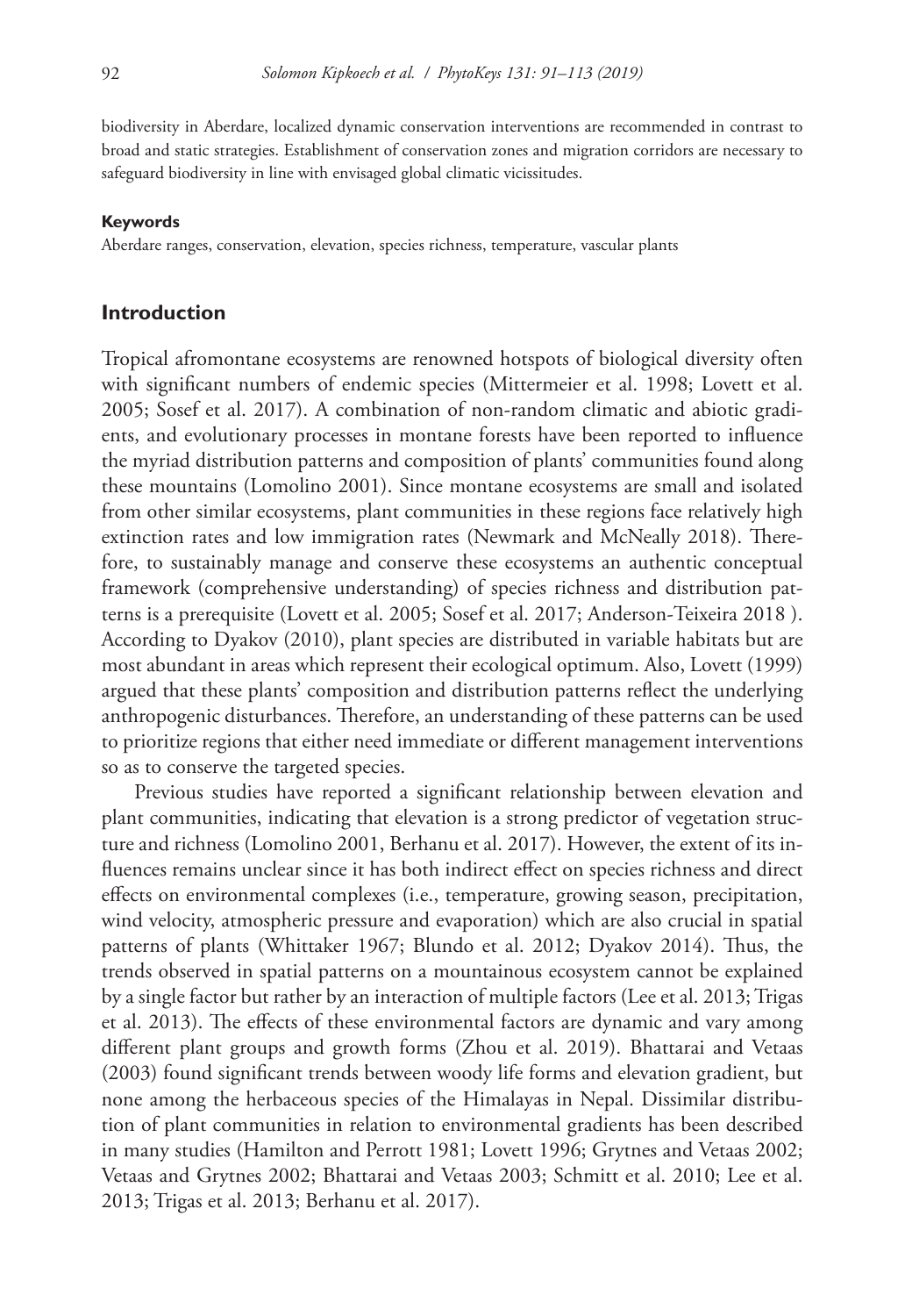biodiversity in Aberdare, localized dynamic conservation interventions are recommended in contrast to broad and static strategies. Establishment of conservation zones and migration corridors are necessary to safeguard biodiversity in line with envisaged global climatic vicissitudes.

#### Keywords

Aberdare ranges, conservation, elevation, species richness, temperature, vascular plants

## Introduction

Tropical afromontane ecosystems are renowned hotspots of biological diversity often with significant numbers of endemic species (Mittermeier et al. 1998; Lovett et al. 2005; Sosef et al. 2017). A combination of non-random climatic and abiotic gradients, and evolutionary processes in montane forests have been reported to influence the myriad distribution patterns and composition of plants' communities found along these mountains (Lomolino 2001). Since montane ecosystems are small and isolated from other similar ecosystems, plant communities in these regions face relatively high extinction rates and low immigration rates (Newmark and McNeally 2018). Therefore, to sustainably manage and conserve these ecosystems an authentic conceptual framework (comprehensive understanding) of species richness and distribution patterns is a prerequisite (Lovett et al. 2005; Sosef et al. 2017; Anderson-Teixeira 2018 ). According to Dyakov (2010), plant species are distributed in variable habitats but are most abundant in areas which represent their ecological optimum. Also, Lovett (1999) argued that these plants' composition and distribution patterns reflect the underlying anthropogenic disturbances. Therefore, an understanding of these patterns can be used to prioritize regions that either need immediate or different management interventions so as to conserve the targeted species.

Previous studies have reported a significant relationship between elevation and plant communities, indicating that elevation is a strong predictor of vegetation structure and richness (Lomolino 2001, Berhanu et al. 2017). However, the extent of its influences remains unclear since it has both indirect effect on species richness and direct effects on environmental complexes (i.e., temperature, growing season, precipitation, wind velocity, atmospheric pressure and evaporation) which are also crucial in spatial patterns of plants (Whittaker 1967; Blundo et al. 2012; Dyakov 2014). Thus, the trends observed in spatial patterns on a mountainous ecosystem cannot be explained by a single factor but rather by an interaction of multiple factors (Lee et al. 2013; Trigas et al. 2013). The effects of these environmental factors are dynamic and vary among different plant groups and growth forms (Zhou et al. 2019). Bhattarai and Vetaas (2003) found significant trends between woody life forms and elevation gradient, but none among the herbaceous species of the Himalayas in Nepal. Dissimilar distribution of plant communities in relation to environmental gradients has been described in many studies (Hamilton and Perrott 1981; Lovett 1996; Grytnes and Vetaas 2002; Vetaas and Grytnes 2002; Bhattarai and Vetaas 2003; Schmitt et al. 2010; Lee et al. 2013; Trigas et al. 2013; Berhanu et al. 2017).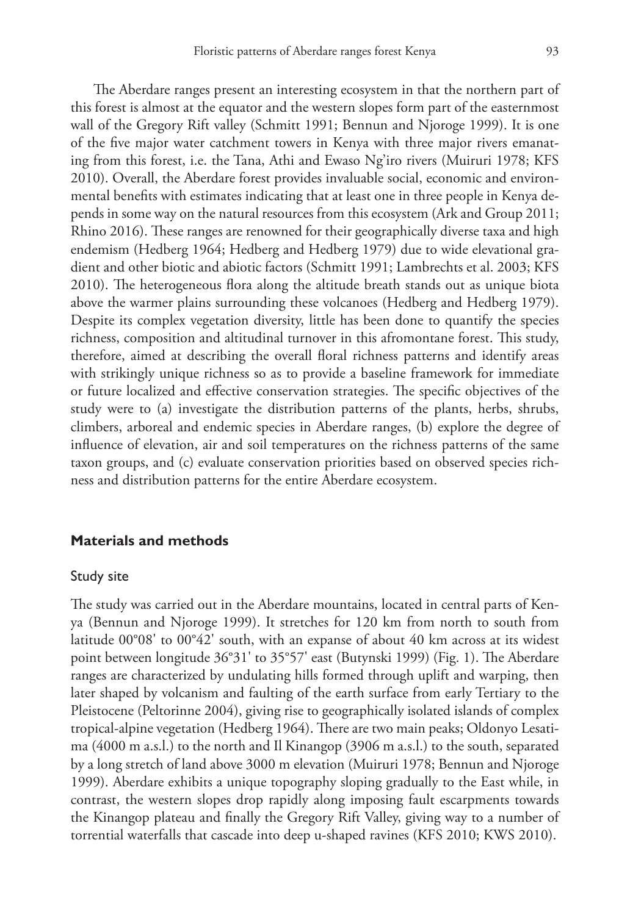The Aberdare ranges present an interesting ecosystem in that the northern part of this forest is almost at the equator and the western slopes form part of the easternmost wall of the Gregory Rift valley (Schmitt 1991; Bennun and Njoroge 1999). It is one of the five major water catchment towers in Kenya with three major rivers emanating from this forest, i.e. the Tana, Athi and Ewaso Ng'iro rivers (Muiruri 1978; KFS 2010). Overall, the Aberdare forest provides invaluable social, economic and environmental benefits with estimates indicating that at least one in three people in Kenya depends in some way on the natural resources from this ecosystem (Ark and Group 2011; Rhino 2016). These ranges are renowned for their geographically diverse taxa and high endemism (Hedberg 1964; Hedberg and Hedberg 1979) due to wide elevational gradient and other biotic and abiotic factors (Schmitt 1991; Lambrechts et al. 2003; KFS 2010). The heterogeneous flora along the altitude breath stands out as unique biota above the warmer plains surrounding these volcanoes (Hedberg and Hedberg 1979). Despite its complex vegetation diversity, little has been done to quantify the species richness, composition and altitudinal turnover in this afromontane forest. This study, therefore, aimed at describing the overall floral richness patterns and identify areas with strikingly unique richness so as to provide a baseline framework for immediate or future localized and effective conservation strategies. The specific objectives of the study were to (a) investigate the distribution patterns of the plants, herbs, shrubs, climbers, arboreal and endemic species in Aberdare ranges, (b) explore the degree of influence of elevation, air and soil temperatures on the richness patterns of the same taxon groups, and (c) evaluate conservation priorities based on observed species richness and distribution patterns for the entire Aberdare ecosystem.

## Materials and methods

### Study site

The study was carried out in the Aberdare mountains, located in central parts of Kenya (Bennun and Njoroge 1999). It stretches for 120 km from north to south from latitude 00°08' to 00°42' south, with an expanse of about 40 km across at its widest point between longitude 36°31' to 35°57' east (Butynski 1999) (Fig. 1). The Aberdare ranges are characterized by undulating hills formed through uplift and warping, then later shaped by volcanism and faulting of the earth surface from early Tertiary to the Pleistocene (Peltorinne 2004), giving rise to geographically isolated islands of complex tropical-alpine vegetation (Hedberg 1964). There are two main peaks; Oldonyo Lesatima (4000 m a.s.l.) to the north and Il Kinangop (3906 m a.s.l.) to the south, separated by a long stretch of land above 3000 m elevation (Muiruri 1978; Bennun and Njoroge 1999). Aberdare exhibits a unique topography sloping gradually to the East while, in contrast, the western slopes drop rapidly along imposing fault escarpments towards the Kinangop plateau and finally the Gregory Rift Valley, giving way to a number of torrential waterfalls that cascade into deep u-shaped ravines (KFS 2010; KWS 2010).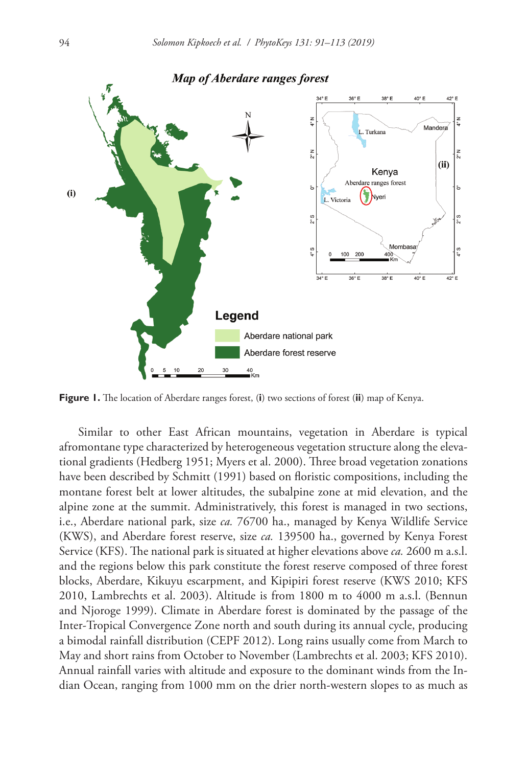**Figure 1.** The location of Aberdare ranges forest, (**i**) two sections of forest (**ii**) map of Kenya.

Similar to other East African mountains, vegetation in Aberdare is typical afromontane type characterized by heterogeneous vegetation structure along the elevational gradients (Hedberg 1951; Myers et al. 2000). Three broad vegetation zonations have been described by Schmitt (1991) based on floristic compositions, including the montane forest belt at lower altitudes, the subalpine zone at mid elevation, and the alpine zone at the summit. Administratively, this forest is managed in two sections, i.e., Aberdare national park, size *ca.* 76700 ha., managed by Kenya Wildlife Service (KWS), and Aberdare forest reserve, size *ca.* 139500 ha., governed by Kenya Forest Service (KFS). The national park is situated at higher elevations above *ca.* 2600 m a.s.l. and the regions below this park constitute the forest reserve composed of three forest blocks, Aberdare, Kikuyu escarpment, and Kipipiri forest reserve (KWS 2010; KFS 2010, Lambrechts et al. 2003). Altitude is from 1800 m to 4000 m a.s.l. (Bennun and Njoroge 1999). Climate in Aberdare forest is dominated by the passage of the Inter-Tropical Convergence Zone north and south during its annual cycle, producing a bimodal rainfall distribution (CEPF 2012). Long rains usually come from March to May and short rains from October to November (Lambrechts et al. 2003; KFS 2010). Annual rainfall varies with altitude and exposure to the dominant winds from the Indian Ocean, ranging from 1000 mm on the drier north-western slopes to as much as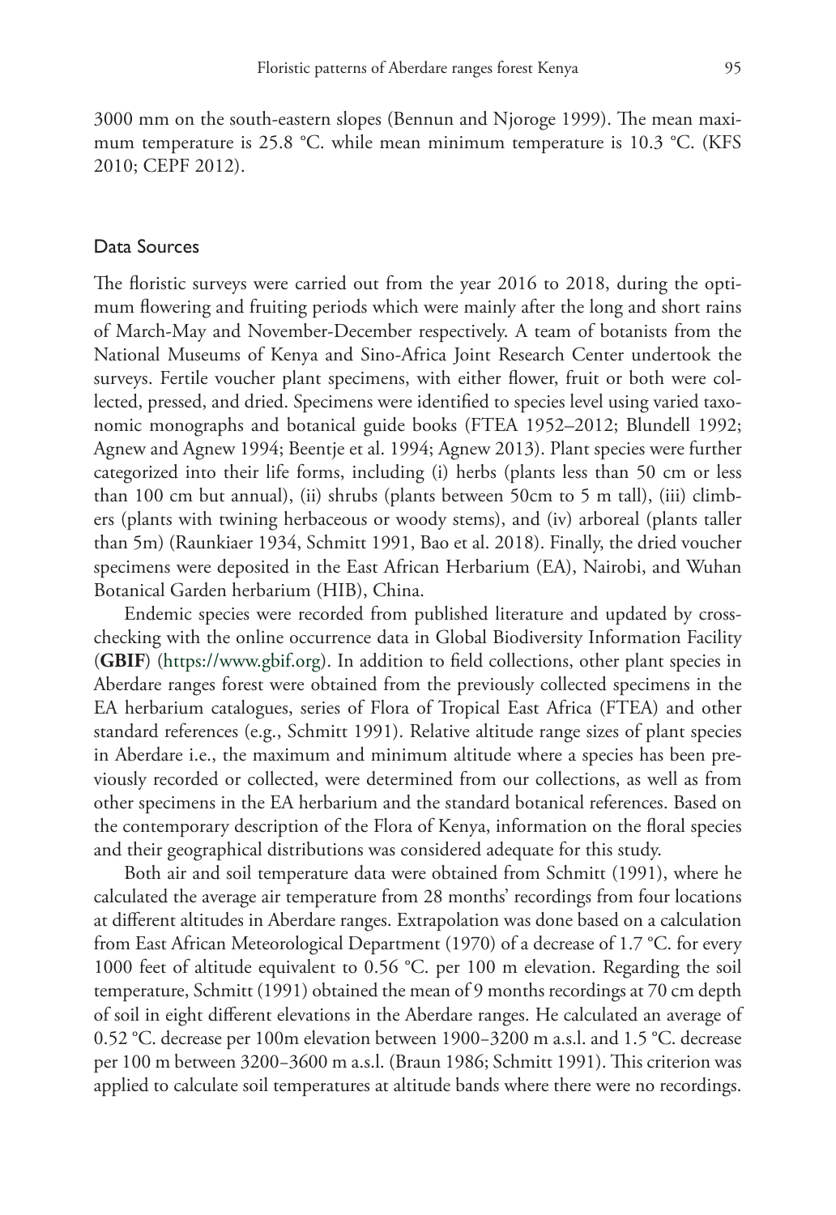3000 mm on the south-eastern slopes (Bennun and Njoroge 1999). The mean maximum temperature is 25.8 °C. while mean minimum temperature is 10.3 °C. (KFS 2010; CEPF 2012).

## Data Sources

The floristic surveys were carried out from the year 2016 to 2018, during the optimum flowering and fruiting periods which were mainly after the long and short rains of March-May and November-December respectively. A team of botanists from the National Museums of Kenya and Sino-Africa Joint Research Center undertook the surveys. Fertile voucher plant specimens, with either flower, fruit or both were collected, pressed, and dried. Specimens were identified to species level using varied taxonomic monographs and botanical guide books (FTEA 1952–2012; Blundell 1992; Agnew and Agnew 1994; Beentje et al. 1994; Agnew 2013). Plant species were further categorized into their life forms, including (i) herbs (plants less than 50 cm or less than 100 cm but annual), (ii) shrubs (plants between 50cm to 5 m tall), (iii) climbers (plants with twining herbaceous or woody stems), and (iv) arboreal (plants taller than 5m) (Raunkiaer 1934, Schmitt 1991, Bao et al. 2018). Finally, the dried voucher specimens were deposited in the East African Herbarium (EA), Nairobi, and Wuhan Botanical Garden herbarium (HIB), China.

Endemic species were recorded from published literature and updated by cross-checking with the online occurrence data in Global Biodiversity Information Facility (**GBIF**) (https://www.gbif.org). In addition to field collections, other plant species in Aberdare ranges forest were obtained from the previously collected specimens in the EA herbarium catalogues, series of Flora of Tropical East Africa (FTEA) and other standard references (e.g., Schmitt 1991). Relative altitude range sizes of plant species in Aberdare i.e., the maximum and minimum altitude where a species has been previously recorded or collected, were determined from our collections, as well as from other specimens in the EA herbarium and the standard botanical references. Based on the contemporary description of the Flora of Kenya, information on the floral species and their geographical distributions was considered adequate for this study.

Both air and soil temperature data were obtained from Schmitt (1991), where he calculated the average air temperature from 28 months' recordings from four locations at different altitudes in Aberdare ranges. Extrapolation was done based on a calculation from East African Meteorological Department (1970) of a decrease of 1.7 °C. for every 1000 feet of altitude equivalent to 0.56 °C. per 100 m elevation. Regarding the soil temperature, Schmitt (1991) obtained the mean of 9 months recordings at 70 cm depth of soil in eight different elevations in the Aberdare ranges. He calculated an average of 0.52 °C. decrease per 100m elevation between 1900–3200 m a.s.l. and 1.5 °C. decrease per 100 m between 3200–3600 m a.s.l. (Braun 1986; Schmitt 1991). This criterion was applied to calculate soil temperatures at altitude bands where there were no recordings.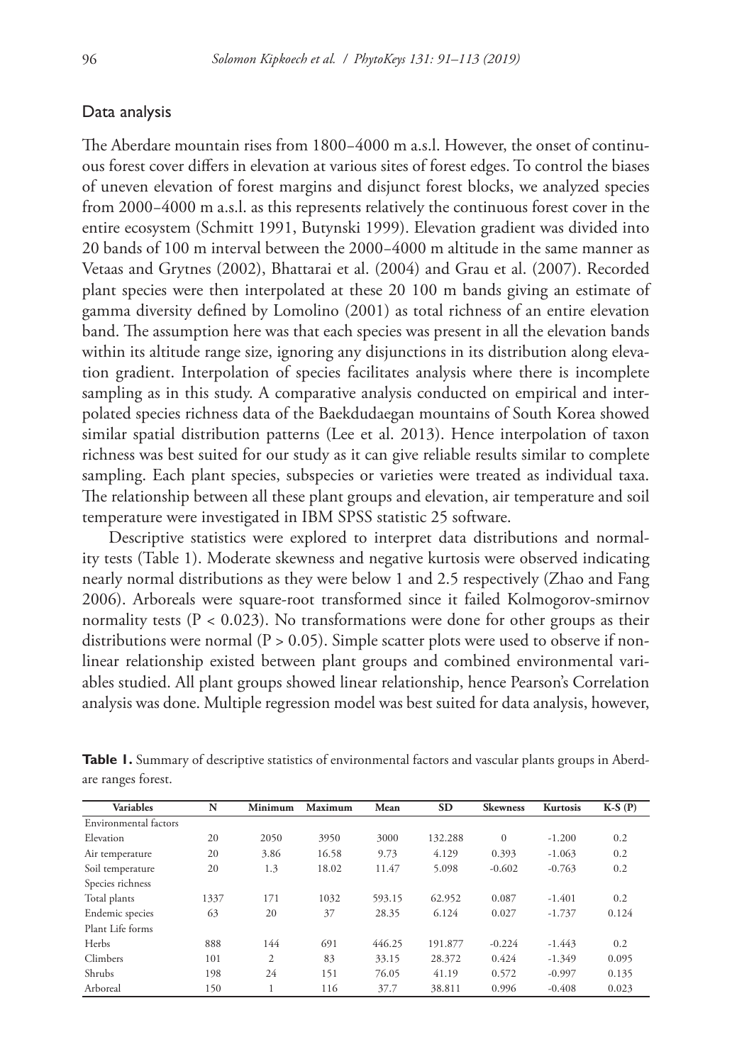## Data analysis

The Aberdare mountain rises from 1800–4000 m a.s.l. However, the onset of continuous forest cover differs in elevation at various sites of forest edges. To control the biases of uneven elevation of forest margins and disjunct forest blocks, we analyzed species from 2000–4000 m a.s.l. as this represents relatively the continuous forest cover in the entire ecosystem (Schmitt 1991, Butynski 1999). Elevation gradient was divided into 20 bands of 100 m interval between the 2000–4000 m altitude in the same manner as Vetaas and Grytnes (2002), Bhattarai et al. (2004) and Grau et al. (2007). Recorded plant species were then interpolated at these 20 100 m bands giving an estimate of gamma diversity defined by Lomolino (2001) as total richness of an entire elevation band. The assumption here was that each species was present in all the elevation bands within its altitude range size, ignoring any disjunctions in its distribution along elevation gradient. Interpolation of species facilitates analysis where there is incomplete sampling as in this study. A comparative analysis conducted on empirical and interpolated species richness data of the Baekdudaegan mountains of South Korea showed similar spatial distribution patterns (Lee et al. 2013). Hence interpolation of taxon richness was best suited for our study as it can give reliable results similar to complete sampling. Each plant species, subspecies or varieties were treated as individual taxa. The relationship between all these plant groups and elevation, air temperature and soil temperature were investigated in IBM SPSS statistic 25 software.

Descriptive statistics were explored to interpret data distributions and normality tests (Table 1). Moderate skewness and negative kurtosis were observed indicating nearly normal distributions as they were below 1 and 2.5 respectively (Zhao and Fang 2006). Arboreals were square-root transformed since it failed Kolmogorov-smirnov normality tests ($P < 0.023$). No transformations were done for other groups as their distributions were normal ($P > 0.05$). Simple scatter plots were used to observe if non-linear relationship existed between plant groups and combined environmental variables studied. All plant groups showed linear relationship, hence Pearson's Correlation analysis was done. Multiple regression model was best suited for data analysis, however,

**Table 1.** Summary of descriptive statistics of environmental factors and vascular plants groups in Aberdare ranges forest.

| Variables | N | Minimum | Maximum | Mean | SD | Skewness | Kurtosis | K-S (P) |
|---|---|---|---|---|---|---|---|---|
| Environmental factors | | | | | | | | |
| Elevation | 20 | 2050 | 3950 | 3000 | 132.288 | 0 | -1.200 | 0.2 |
| Air temperature | 20 | 3.86 | 16.58 | 9.73 | 4.129 | 0.393 | -1.063 | 0.2 |
| Soil temperature | 20 | 1.3 | 18.02 | 11.47 | 5.098 | -0.602 | -0.763 | 0.2 |
| Species richness | | | | | | | | |
| Total plants | 1337 | 171 | 1032 | 593.15 | 62.952 | 0.087 | -1.401 | 0.2 |
| Endemic species | 63 | 20 | 37 | 28.35 | 6.124 | 0.027 | -1.737 | 0.124 |
| Plant Life forms | | | | | | | | |
| Herbs | 888 | 144 | 691 | 446.25 | 191.877 | -0.224 | -1.443 | 0.2 |
| Climbers | 101 | 2 | 83 | 33.15 | 28.372 | 0.424 | -1.349 | 0.095 |
| Shrubs | 198 | 24 | 151 | 76.05 | 41.19 | 0.572 | -0.997 | 0.135 |
| Arboreal | 150 | 1 | 116 | 37.7 | 38.811 | 0.996 | -0.408 | 0.023 |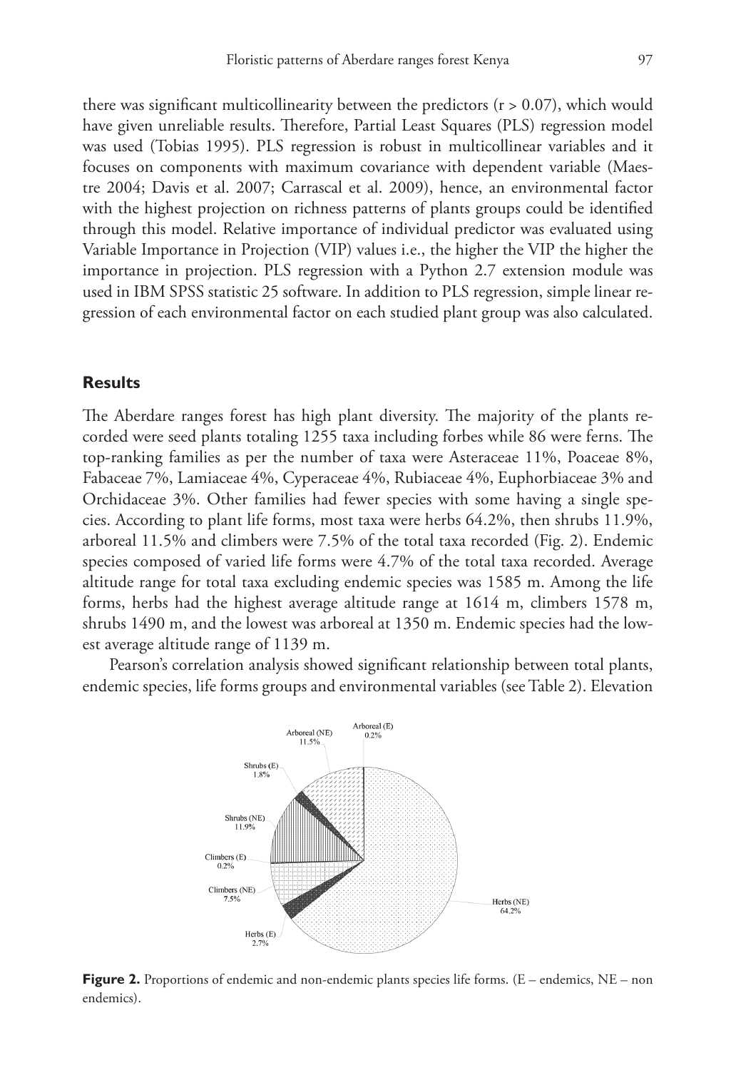there was significant multicollinearity between the predictors (r > 0.07), which would have given unreliable results. Therefore, Partial Least Squares (PLS) regression model was used (Tobias 1995). PLS regression is robust in multicollinear variables and it focuses on components with maximum covariance with dependent variable (Maestre 2004; Davis et al. 2007; Carrascal et al. 2009), hence, an environmental factor with the highest projection on richness patterns of plants groups could be identified through this model. Relative importance of individual predictor was evaluated using Variable Importance in Projection (VIP) values i.e., the higher the VIP the higher the importance in projection. PLS regression with a Python 2.7 extension module was used in IBM SPSS statistic 25 software. In addition to PLS regression, simple linear regression of each environmental factor on each studied plant group was also calculated.

## Results

The Aberdare ranges forest has high plant diversity. The majority of the plants recorded were seed plants totaling 1255 taxa including forbes while 86 were ferns. The top-ranking families as per the number of taxa were Asteraceae 11%, Poaceae 8%, Fabaceae 7%, Lamiaceae 4%, Cyperaceae 4%, Rubiaceae 4%, Euphorbiaceae 3% and Orchidaceae 3%. Other families had fewer species with some having a single species. According to plant life forms, most taxa were herbs 64.2%, then shrubs 11.9%, arboreal 11.5% and climbers were 7.5% of the total taxa recorded (Fig. 2). Endemic species composed of varied life forms were 4.7% of the total taxa recorded. Average altitude range for total taxa excluding endemic species was 1585 m. Among the life forms, herbs had the highest average altitude range at 1614 m, climbers 1578 m, shrubs 1490 m, and the lowest was arboreal at 1350 m. Endemic species had the lowest average altitude range of 1139 m.

Pearson's correlation analysis showed significant relationship between total plants, endemic species, life forms groups and environmental variables (see Table 2). Elevation

**Figure 2.** Proportions of endemic and non-endemic plants species life forms. (E – endemics, NE – non endemics).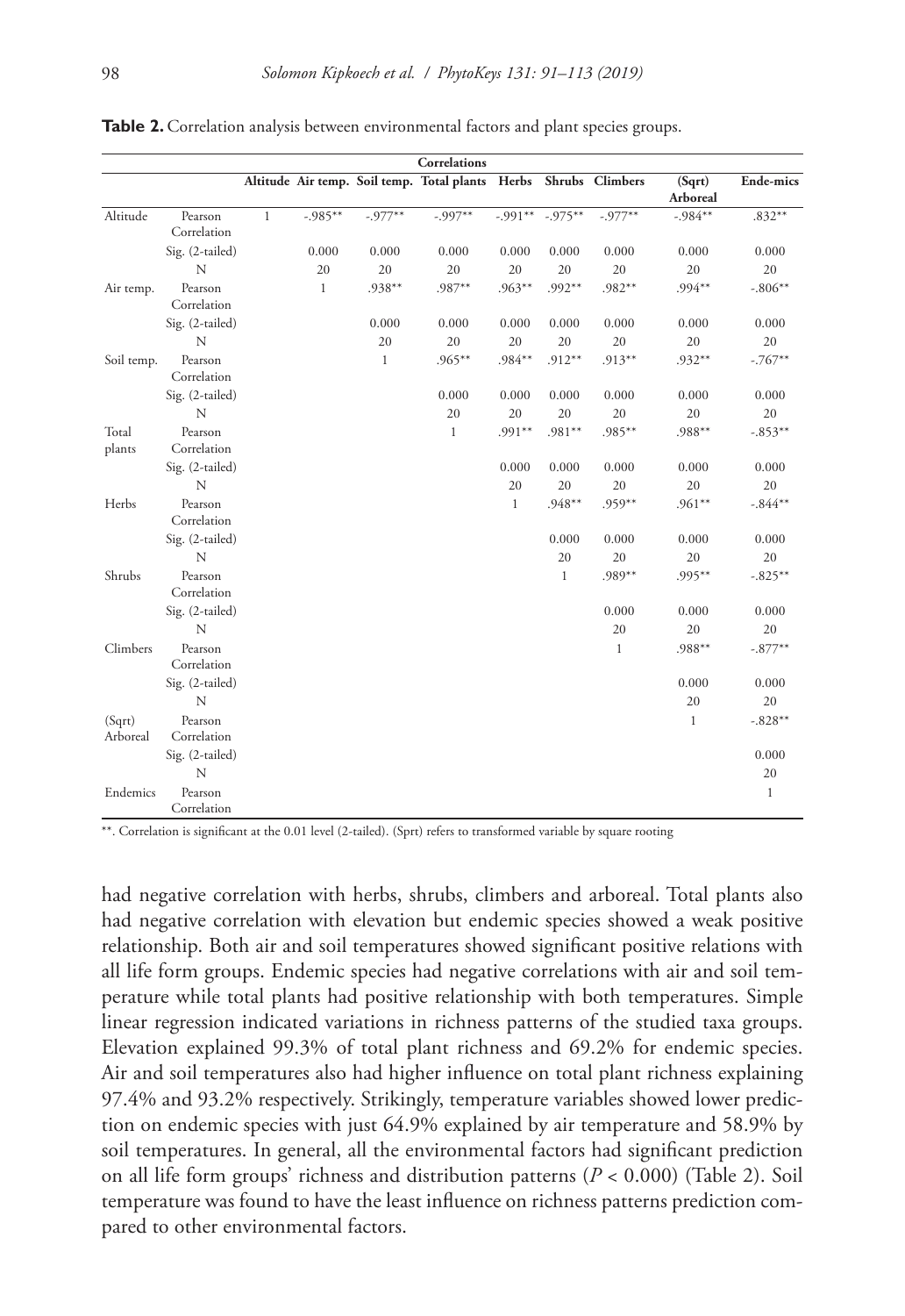**Table 2.** Correlation analysis between environmental factors and plant species groups.

| Correlations | | | | | | | | | | | |
|---|---|---|---|---|---|---|---|---|---|---|---|
| | | Altitude | Air temp. | Soil temp. | Total plants | Herbs | Shrubs | Climbers | (Sqrt) Arboreal | Ende-mics |
| Altitude | Pearson Correlation | 1 | -.985** | -.977** | -.997** | -.991** | -.975** | -.977** | -.984** | .832** |
| | Sig. (2-tailed) | | 0.000 | 0.000 | 0.000 | 0.000 | 0.000 | 0.000 | 0.000 | 0.000 |
| | N | | 20 | 20 | 20 | 20 | 20 | 20 | 20 | 20 |
| Air temp. | Pearson Correlation | | 1 | .938** | .987** | .963** | .992** | .982** | .994** | -.806** |
| | Sig. (2-tailed) | | | 0.000 | 0.000 | 0.000 | 0.000 | 0.000 | 0.000 | 0.000 |
| | N | | | 20 | 20 | 20 | 20 | 20 | 20 | 20 |
| Soil temp. | Pearson Correlation | | | 1 | .965** | .984** | .912** | .913** | .932** | -.767** |
| | Sig. (2-tailed) | | | | 0.000 | 0.000 | 0.000 | 0.000 | 0.000 | 0.000 |
| | N | | | | 20 | 20 | 20 | 20 | 20 | 20 |
| Total plants | Pearson Correlation | | | | 1 | .991** | .981** | .985** | .988** | -.853** |
| | Sig. (2-tailed) | | | | | 0.000 | 0.000 | 0.000 | 0.000 | 0.000 |
| | N | | | | | 20 | 20 | 20 | 20 | 20 |
| Herbs | Pearson Correlation | | | | | 1 | .948** | .959** | .961** | -.844** |
| | Sig. (2-tailed) | | | | | | 0.000 | 0.000 | 0.000 | 0.000 |
| | N | | | | | | 20 | 20 | 20 | 20 |
| Shrubs | Pearson Correlation | | | | | | 1 | .989** | .995** | -.825** |
| | Sig. (2-tailed) | | | | | | | 0.000 | 0.000 | 0.000 |
| | N | | | | | | | 20 | 20 | 20 |
| Climbers | Pearson Correlation | | | | | | | 1 | .988** | -.877** |
| | Sig. (2-tailed) | | | | | | | | 0.000 | 0.000 |
| | N | | | | | | | | 20 | 20 |
| (Sqrt) Arboreal | Pearson Correlation | | | | | | | | 1 | -.828** |
| | Sig. (2-tailed) | | | | | | | | | 0.000 |
| | N | | | | | | | | | 20 |
| Endemics | Pearson Correlation | | | | | | | | | 1 |

**. Correlation is significant at the 0.01 level (2-tailed). (Sprt) refers to transformed variable by square rooting

had negative correlation with herbs, shrubs, climbers and arboreal. Total plants also had negative correlation with elevation but endemic species showed a weak positive relationship. Both air and soil temperatures showed significant positive relations with all life form groups. Endemic species had negative correlations with air and soil temperature while total plants had positive relationship with both temperatures. Simple linear regression indicated variations in richness patterns of the studied taxa groups. Elevation explained 99.3% of total plant richness and 69.2% for endemic species. Air and soil temperatures also had higher influence on total plant richness explaining 97.4% and 93.2% respectively. Strikingly, temperature variables showed lower prediction on endemic species with just 64.9% explained by air temperature and 58.9% by soil temperatures. In general, all the environmental factors had significant prediction on all life form groups' richness and distribution patterns ($P < 0.000$) (Table 2). Soil temperature was found to have the least influence on richness patterns prediction compared to other environmental factors.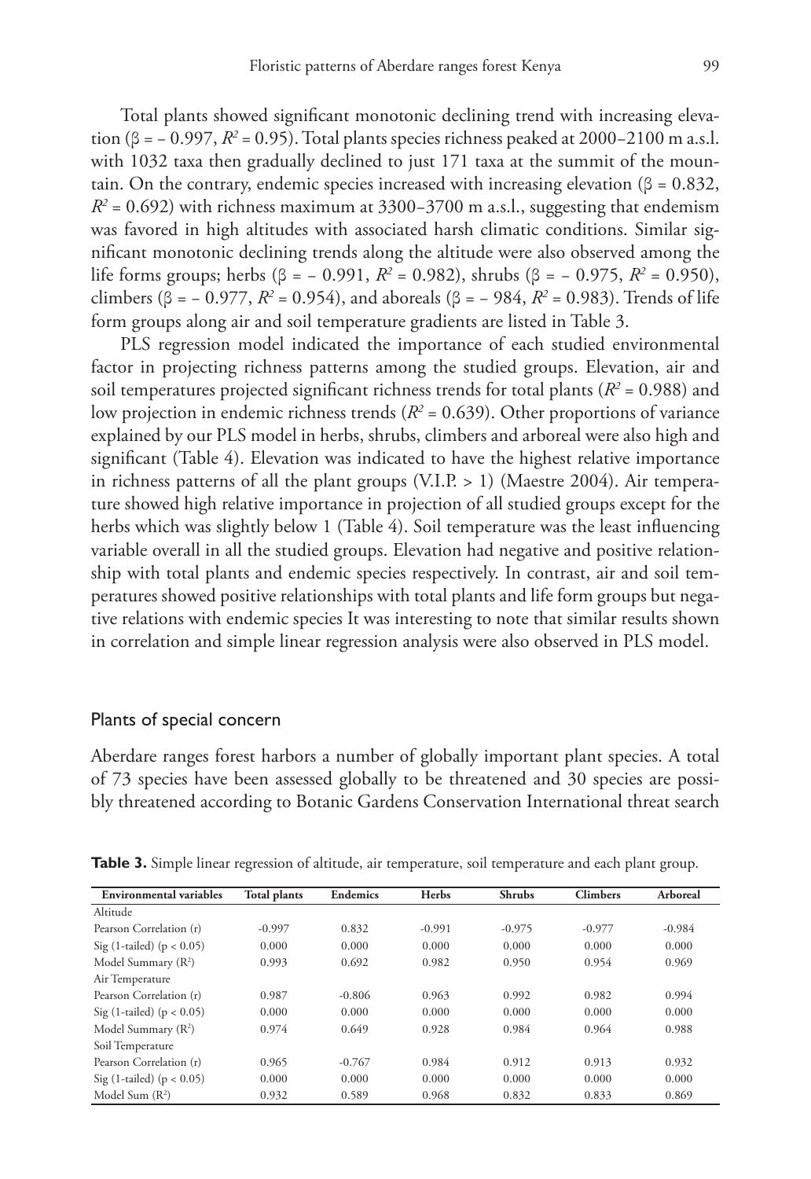Total plants showed significant monotonic declining trend with increasing elevation (β = – 0.997, $R^2$ = 0.95). Total plants species richness peaked at 2000–2100 m a.s.l. with 1032 taxa then gradually declined to just 171 taxa at the summit of the mountain. On the contrary, endemic species increased with increasing elevation (β = 0.832, $R^2$ = 0.692) with richness maximum at 3300–3700 m a.s.l., suggesting that endemism was favored in high altitudes with associated harsh climatic conditions. Similar significant monotonic declining trends along the altitude were also observed among the life forms groups; herbs (β = – 0.991, $R^2$ = 0.982), shrubs (β = – 0.975, $R^2$ = 0.950), climbers (β = – 0.977, $R^2$ = 0.954), and aboreals (β = – 984, $R^2$ = 0.983). Trends of life form groups along air and soil temperature gradients are listed in Table 3.

PLS regression model indicated the importance of each studied environmental factor in projecting richness patterns among the studied groups. Elevation, air and soil temperatures projected significant richness trends for total plants ($R^2$ = 0.988) and low projection in endemic richness trends ($R^2$ = 0.639). Other proportions of variance explained by our PLS model in herbs, shrubs, climbers and arboreal were also high and significant (Table 4). Elevation was indicated to have the highest relative importance in richness patterns of all the plant groups (V.I.P. > 1) (Maestre 2004). Air temperature showed high relative importance in projection of all studied groups except for the herbs which was slightly below 1 (Table 4). Soil temperature was the least influencing variable overall in all the studied groups. Elevation had negative and positive relationship with total plants and endemic species respectively. In contrast, air and soil temperatures showed positive relationships with total plants and life form groups but negative relations with endemic species It was interesting to note that similar results shown in correlation and simple linear regression analysis were also observed in PLS model.

## Plants of special concern

Aberdare ranges forest harbors a number of globally important plant species. A total of 73 species have been assessed globally to be threatened and 30 species are possibly threatened according to Botanic Gardens Conservation International threat search

**Table 3.** Simple linear regression of altitude, air temperature, soil temperature and each plant group.

| Environmental variables | Total plants | Endemics | Herbs | Shrubs | Climbers | Arboreal |
|---|---|---|---|---|---|---|
| Altitude | | | | | | |
| Pearson Correlation (r) | -0.997 | 0.832 | -0.991 | -0.975 | -0.977 | -0.984 |
| Sig (1-tailed) ($p < 0.05$) | 0.000 | 0.000 | 0.000 | 0.000 | 0.000 | 0.000 |
| Model Summary ($R^2$) | 0.993 | 0.692 | 0.982 | 0.950 | 0.954 | 0.969 |
| Air Temperature | | | | | | |
| Pearson Correlation (r) | 0.987 | -0.806 | 0.963 | 0.992 | 0.982 | 0.994 |
| Sig (1-tailed) ($p < 0.05$) | 0.000 | 0.000 | 0.000 | 0.000 | 0.000 | 0.000 |
| Model Summary ($R^2$) | 0.974 | 0.649 | 0.928 | 0.984 | 0.964 | 0.988 |
| Soil Temperature | | | | | | |
| Pearson Correlation (r) | 0.965 | -0.767 | 0.984 | 0.912 | 0.913 | 0.932 |
| Sig (1-tailed) ($p < 0.05$) | 0.000 | 0.000 | 0.000 | 0.000 | 0.000 | 0.000 |
| Model Sum ($R^2$) | 0.932 | 0.589 | 0.968 | 0.832 | 0.833 | 0.869 |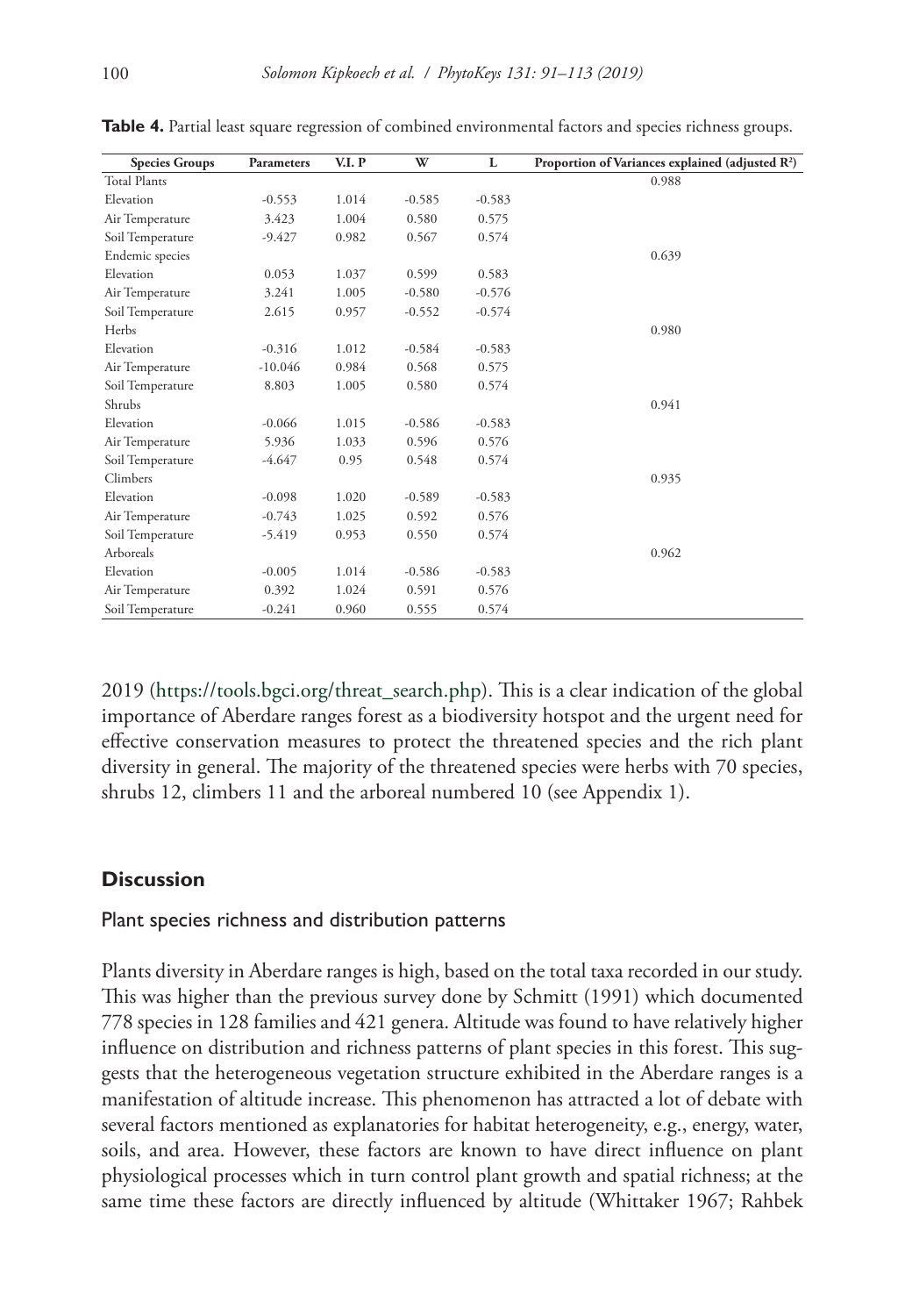**Table 4.** Partial least square regression of combined environmental factors and species richness groups.

| Species Groups | Parameters | V.I. P | W | L | Proportion of Variances explained (adjusted $R^2$) |
|---|---|---|---|---|---|
| Total Plants | | | | | 0.988 |
| Elevation | -0.553 | 1.014 | -0.585 | -0.583 | |
| Air Temperature | 3.423 | 1.004 | 0.580 | 0.575 | |
| Soil Temperature | -9.427 | 0.982 | 0.567 | 0.574 | |
| Endemic species | | | | | 0.639 |
| Elevation | 0.053 | 1.037 | 0.599 | 0.583 | |
| Air Temperature | 3.241 | 1.005 | -0.580 | -0.576 | |
| Soil Temperature | 2.615 | 0.957 | -0.552 | -0.574 | |
| Herbs | | | | | 0.980 |
| Elevation | -0.316 | 1.012 | -0.584 | -0.583 | |
| Air Temperature | -10.046 | 0.984 | 0.568 | 0.575 | |
| Soil Temperature | 8.803 | 1.005 | 0.580 | 0.574 | |
| Shrubs | | | | | 0.941 |
| Elevation | -0.066 | 1.015 | -0.586 | -0.583 | |
| Air Temperature | 5.936 | 1.033 | 0.596 | 0.576 | |
| Soil Temperature | -4.647 | 0.95 | 0.548 | 0.574 | |
| Climbers | | | | | 0.935 |
| Elevation | -0.098 | 1.020 | -0.589 | -0.583 | |
| Air Temperature | -0.743 | 1.025 | 0.592 | 0.576 | |
| Soil Temperature | -5.419 | 0.953 | 0.550 | 0.574 | |
| Arboreals | | | | | 0.962 |
| Elevation | -0.005 | 1.014 | -0.586 | -0.583 | |
| Air Temperature | 0.392 | 1.024 | 0.591 | 0.576 | |
| Soil Temperature | -0.241 | 0.960 | 0.555 | 0.574 | |

2019 (https://tools.bgci.org/threat_search.php). This is a clear indication of the global importance of Aberdare ranges forest as a biodiversity hotspot and the urgent need for effective conservation measures to protect the threatened species and the rich plant diversity in general. The majority of the threatened species were herbs with 70 species, shrubs 12, climbers 11 and the arboreal numbered 10 (see Appendix 1).

## Discussion

### Plant species richness and distribution patterns

Plants diversity in Aberdare ranges is high, based on the total taxa recorded in our study. This was higher than the previous survey done by Schmitt (1991) which documented 778 species in 128 families and 421 genera. Altitude was found to have relatively higher influence on distribution and richness patterns of plant species in this forest. This suggests that the heterogeneous vegetation structure exhibited in the Aberdare ranges is a manifestation of altitude increase. This phenomenon has attracted a lot of debate with several factors mentioned as explanatories for habitat heterogeneity, e.g., energy, water, soils, and area. However, these factors are known to have direct influence on plant physiological processes which in turn control plant growth and spatial richness; at the same time these factors are directly influenced by altitude (Whittaker 1967; Rahbek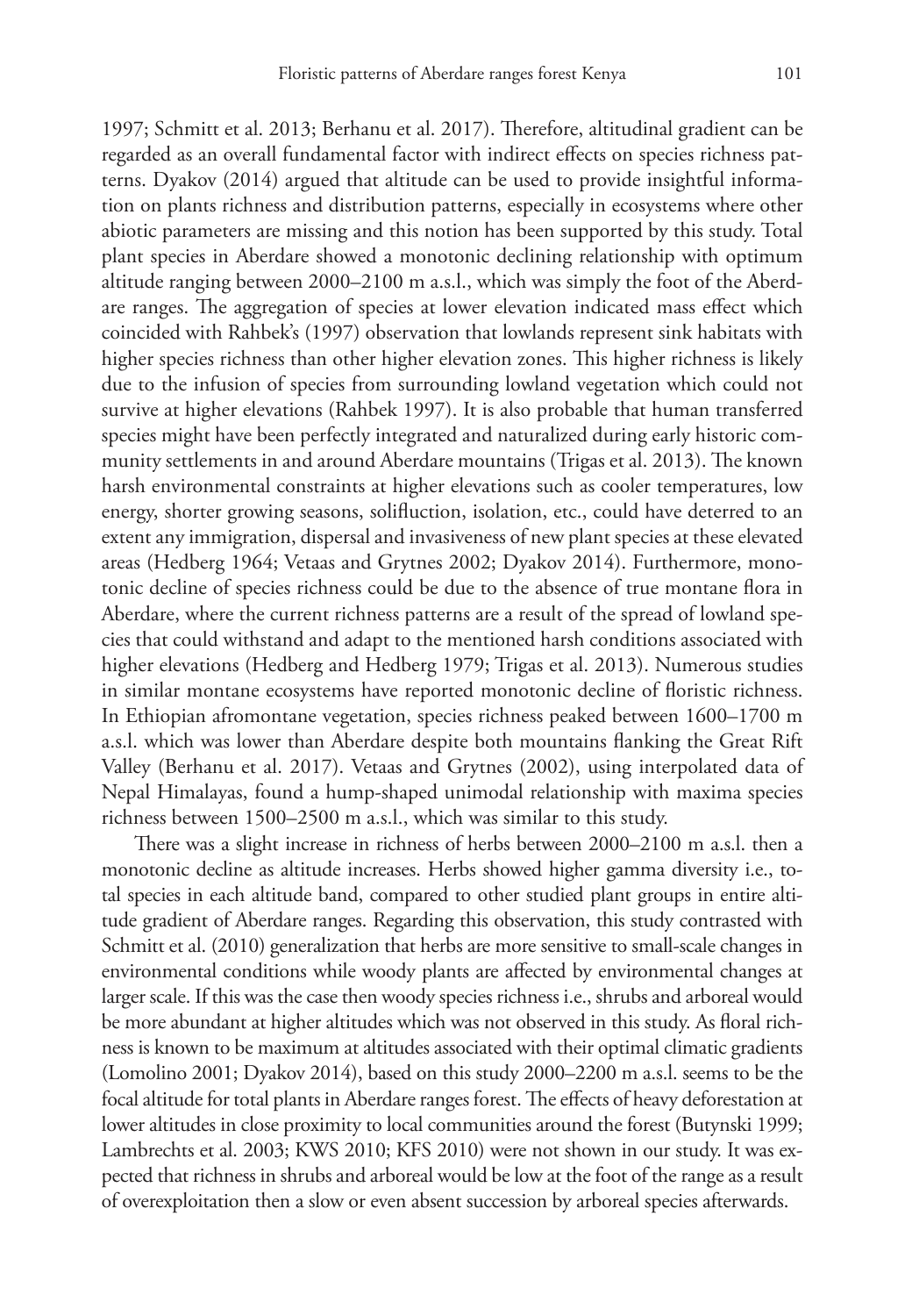1997; Schmitt et al. 2013; Berhanu et al. 2017). Therefore, altitudinal gradient can be regarded as an overall fundamental factor with indirect effects on species richness patterns. Dyakov (2014) argued that altitude can be used to provide insightful information on plants richness and distribution patterns, especially in ecosystems where other abiotic parameters are missing and this notion has been supported by this study. Total plant species in Aberdare showed a monotonic declining relationship with optimum altitude ranging between 2000–2100 m a.s.l., which was simply the foot of the Aberdare ranges. The aggregation of species at lower elevation indicated mass effect which coincided with Rahbek's (1997) observation that lowlands represent sink habitats with higher species richness than other higher elevation zones. This higher richness is likely due to the infusion of species from surrounding lowland vegetation which could not survive at higher elevations (Rahbek 1997). It is also probable that human transferred species might have been perfectly integrated and naturalized during early historic community settlements in and around Aberdare mountains (Trigas et al. 2013). The known harsh environmental constraints at higher elevations such as cooler temperatures, low energy, shorter growing seasons, solifluction, isolation, etc., could have deterred to an extent any immigration, dispersal and invasiveness of new plant species at these elevated areas (Hedberg 1964; Vetaas and Grytnes 2002; Dyakov 2014). Furthermore, monotonic decline of species richness could be due to the absence of true montane flora in Aberdare, where the current richness patterns are a result of the spread of lowland species that could withstand and adapt to the mentioned harsh conditions associated with higher elevations (Hedberg and Hedberg 1979; Trigas et al. 2013). Numerous studies in similar montane ecosystems have reported monotonic decline of floristic richness. In Ethiopian afromontane vegetation, species richness peaked between 1600–1700 m a.s.l. which was lower than Aberdare despite both mountains flanking the Great Rift Valley (Berhanu et al. 2017). Vetaas and Grytnes (2002), using interpolated data of Nepal Himalayas, found a hump-shaped unimodal relationship with maxima species richness between 1500–2500 m a.s.l., which was similar to this study.

There was a slight increase in richness of herbs between 2000–2100 m a.s.l. then a monotonic decline as altitude increases. Herbs showed higher gamma diversity i.e., total species in each altitude band, compared to other studied plant groups in entire altitude gradient of Aberdare ranges. Regarding this observation, this study contrasted with Schmitt et al. (2010) generalization that herbs are more sensitive to small-scale changes in environmental conditions while woody plants are affected by environmental changes at larger scale. If this was the case then woody species richness i.e., shrubs and arboreal would be more abundant at higher altitudes which was not observed in this study. As floral richness is known to be maximum at altitudes associated with their optimal climatic gradients (Lomolino 2001; Dyakov 2014), based on this study 2000–2200 m a.s.l. seems to be the focal altitude for total plants in Aberdare ranges forest. The effects of heavy deforestation at lower altitudes in close proximity to local communities around the forest (Butynski 1999; Lambrechts et al. 2003; KWS 2010; KFS 2010) were not shown in our study. It was expected that richness in shrubs and arboreal would be low at the foot of the range as a result of overexploitation then a slow or even absent succession by arboreal species afterwards.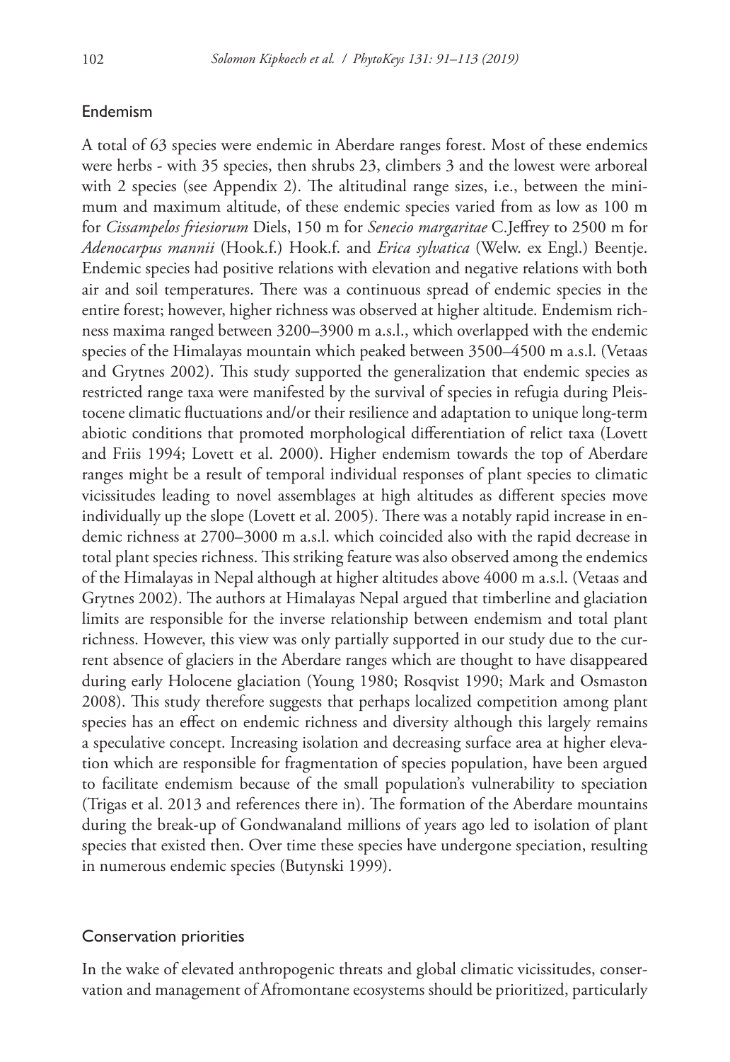## Endemism

A total of 63 species were endemic in Aberdare ranges forest. Most of these endemics were herbs - with 35 species, then shrubs 23, climbers 3 and the lowest were arboreal with 2 species (see Appendix 2). The altitudinal range sizes, i.e., between the minimum and maximum altitude, of these endemic species varied from as low as 100 m for *Cissampelos friesiorum* Diels, 150 m for *Senecio margaritae* C.Jeffrey to 2500 m for *Adenocarpus mannii* (Hook.f.) Hook.f. and *Erica sylvatica* (Welw. ex Engl.) Beentje. Endemic species had positive relations with elevation and negative relations with both air and soil temperatures. There was a continuous spread of endemic species in the entire forest; however, higher richness was observed at higher altitude. Endemism richness maxima ranged between 3200–3900 m a.s.l., which overlapped with the endemic species of the Himalayas mountain which peaked between 3500–4500 m a.s.l. (Vetaas and Grytnes 2002). This study supported the generalization that endemic species as restricted range taxa were manifested by the survival of species in refugia during Pleistocene climatic fluctuations and/or their resilience and adaptation to unique long-term abiotic conditions that promoted morphological differentiation of relict taxa (Lovett and Friis 1994; Lovett et al. 2000). Higher endemism towards the top of Aberdare ranges might be a result of temporal individual responses of plant species to climatic vicissitudes leading to novel assemblages at high altitudes as different species move individually up the slope (Lovett et al. 2005). There was a notably rapid increase in endemic richness at 2700–3000 m a.s.l. which coincided also with the rapid decrease in total plant species richness. This striking feature was also observed among the endemics of the Himalayas in Nepal although at higher altitudes above 4000 m a.s.l. (Vetaas and Grytnes 2002). The authors at Himalayas Nepal argued that timberline and glaciation limits are responsible for the inverse relationship between endemism and total plant richness. However, this view was only partially supported in our study due to the current absence of glaciers in the Aberdare ranges which are thought to have disappeared during early Holocene glaciation (Young 1980; Rosqvist 1990; Mark and Osmaston 2008). This study therefore suggests that perhaps localized competition among plant species has an effect on endemic richness and diversity although this largely remains a speculative concept. Increasing isolation and decreasing surface area at higher elevation which are responsible for fragmentation of species population, have been argued to facilitate endemism because of the small population's vulnerability to speciation (Trigas et al. 2013 and references there in). The formation of the Aberdare mountains during the break-up of Gondwanaland millions of years ago led to isolation of plant species that existed then. Over time these species have undergone speciation, resulting in numerous endemic species (Butynski 1999).

## Conservation priorities

In the wake of elevated anthropogenic threats and global climatic vicissitudes, conservation and management of Afromontane ecosystems should be prioritized, particularly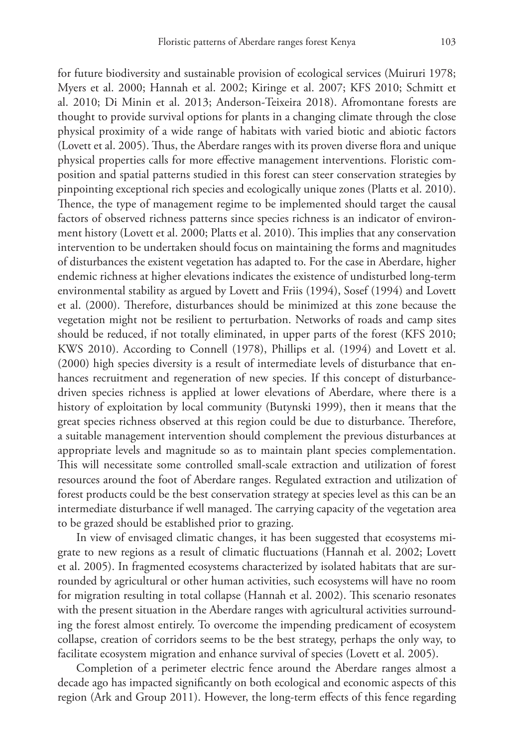for future biodiversity and sustainable provision of ecological services (Muiruri 1978; Myers et al. 2000; Hannah et al. 2002; Kiringe et al. 2007; KFS 2010; Schmitt et al. 2010; Di Minin et al. 2013; Anderson-Teixeira 2018). Afromontane forests are thought to provide survival options for plants in a changing climate through the close physical proximity of a wide range of habitats with varied biotic and abiotic factors (Lovett et al. 2005). Thus, the Aberdare ranges with its proven diverse flora and unique physical properties calls for more effective management interventions. Floristic composition and spatial patterns studied in this forest can steer conservation strategies by pinpointing exceptional rich species and ecologically unique zones (Platts et al. 2010). Thence, the type of management regime to be implemented should target the causal factors of observed richness patterns since species richness is an indicator of environment history (Lovett et al. 2000; Platts et al. 2010). This implies that any conservation intervention to be undertaken should focus on maintaining the forms and magnitudes of disturbances the existent vegetation has adapted to. For the case in Aberdare, higher endemic richness at higher elevations indicates the existence of undisturbed long-term environmental stability as argued by Lovett and Friis (1994), Sosef (1994) and Lovett et al. (2000). Therefore, disturbances should be minimized at this zone because the vegetation might not be resilient to perturbation. Networks of roads and camp sites should be reduced, if not totally eliminated, in upper parts of the forest (KFS 2010; KWS 2010). According to Connell (1978), Phillips et al. (1994) and Lovett et al. (2000) high species diversity is a result of intermediate levels of disturbance that enhances recruitment and regeneration of new species. If this concept of disturbance-driven species richness is applied at lower elevations of Aberdare, where there is a history of exploitation by local community (Butynski 1999), then it means that the great species richness observed at this region could be due to disturbance. Therefore, a suitable management intervention should complement the previous disturbances at appropriate levels and magnitude so as to maintain plant species complementation. This will necessitate some controlled small-scale extraction and utilization of forest resources around the foot of Aberdare ranges. Regulated extraction and utilization of forest products could be the best conservation strategy at species level as this can be an intermediate disturbance if well managed. The carrying capacity of the vegetation area to be grazed should be established prior to grazing.

In view of envisaged climatic changes, it has been suggested that ecosystems migrate to new regions as a result of climatic fluctuations (Hannah et al. 2002; Lovett et al. 2005). In fragmented ecosystems characterized by isolated habitats that are surrounded by agricultural or other human activities, such ecosystems will have no room for migration resulting in total collapse (Hannah et al. 2002). This scenario resonates with the present situation in the Aberdare ranges with agricultural activities surrounding the forest almost entirely. To overcome the impending predicament of ecosystem collapse, creation of corridors seems to be the best strategy, perhaps the only way, to facilitate ecosystem migration and enhance survival of species (Lovett et al. 2005).

Completion of a perimeter electric fence around the Aberdare ranges almost a decade ago has impacted significantly on both ecological and economic aspects of this region (Ark and Group 2011). However, the long-term effects of this fence regarding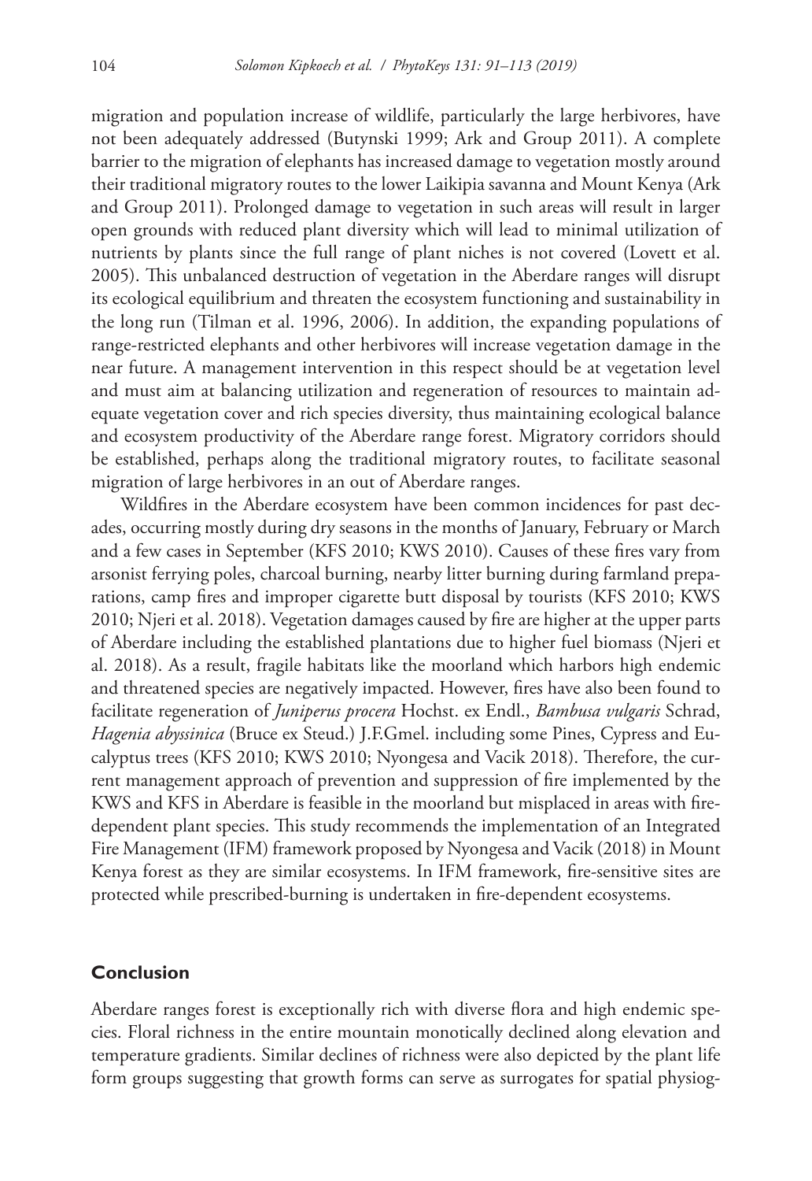migration and population increase of wildlife, particularly the large herbivores, have not been adequately addressed (Butynski 1999; Ark and Group 2011). A complete barrier to the migration of elephants has increased damage to vegetation mostly around their traditional migratory routes to the lower Laikipia savanna and Mount Kenya (Ark and Group 2011). Prolonged damage to vegetation in such areas will result in larger open grounds with reduced plant diversity which will lead to minimal utilization of nutrients by plants since the full range of plant niches is not covered (Lovett et al. 2005). This unbalanced destruction of vegetation in the Aberdare ranges will disrupt its ecological equilibrium and threaten the ecosystem functioning and sustainability in the long run (Tilman et al. 1996, 2006). In addition, the expanding populations of range-restricted elephants and other herbivores will increase vegetation damage in the near future. A management intervention in this respect should be at vegetation level and must aim at balancing utilization and regeneration of resources to maintain adequate vegetation cover and rich species diversity, thus maintaining ecological balance and ecosystem productivity of the Aberdare range forest. Migratory corridors should be established, perhaps along the traditional migratory routes, to facilitate seasonal migration of large herbivores in an out of Aberdare ranges.

Wildfires in the Aberdare ecosystem have been common incidences for past decades, occurring mostly during dry seasons in the months of January, February or March and a few cases in September (KFS 2010; KWS 2010). Causes of these fires vary from arsonist ferrying poles, charcoal burning, nearby litter burning during farmland preparations, camp fires and improper cigarette butt disposal by tourists (KFS 2010; KWS 2010; Njeri et al. 2018). Vegetation damages caused by fire are higher at the upper parts of Aberdare including the established plantations due to higher fuel biomass (Njeri et al. 2018). As a result, fragile habitats like the moorland which harbors high endemic and threatened species are negatively impacted. However, fires have also been found to facilitate regeneration of *Juniperus procera* Hochst. ex Endl., *Bambusa vulgaris* Schrad, *Hagenia abyssinica* (Bruce ex Steud.) J.F.Gmel. including some Pines, Cypress and Eucalyptus trees (KFS 2010; KWS 2010; Nyongesa and Vacik 2018). Therefore, the current management approach of prevention and suppression of fire implemented by the KWS and KFS in Aberdare is feasible in the moorland but misplaced in areas with fire-dependent plant species. This study recommends the implementation of an Integrated Fire Management (IFM) framework proposed by Nyongesa and Vacik (2018) in Mount Kenya forest as they are similar ecosystems. In IFM framework, fire-sensitive sites are protected while prescribed-burning is undertaken in fire-dependent ecosystems.

## Conclusion

Aberdare ranges forest is exceptionally rich with diverse flora and high endemic species. Floral richness in the entire mountain monotically declined along elevation and temperature gradients. Similar declines of richness were also depicted by the plant life form groups suggesting that growth forms can serve as surrogates for spatial physiog-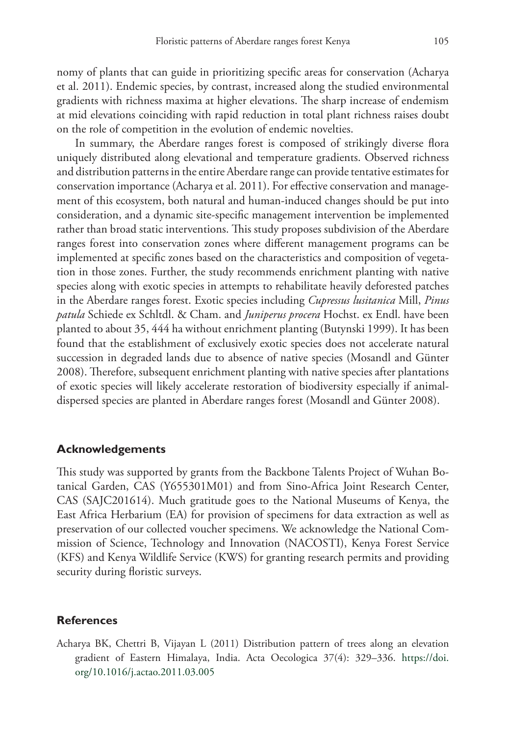nomy of plants that can guide in prioritizing specific areas for conservation (Acharya et al. 2011). Endemic species, by contrast, increased along the studied environmental gradients with richness maxima at higher elevations. The sharp increase of endemism at mid elevations coinciding with rapid reduction in total plant richness raises doubt on the role of competition in the evolution of endemic novelties.

In summary, the Aberdare ranges forest is composed of strikingly diverse flora uniquely distributed along elevational and temperature gradients. Observed richness and distribution patterns in the entire Aberdare range can provide tentative estimates for conservation importance (Acharya et al. 2011). For effective conservation and management of this ecosystem, both natural and human-induced changes should be put into consideration, and a dynamic site-specific management intervention be implemented rather than broad static interventions. This study proposes subdivision of the Aberdare ranges forest into conservation zones where different management programs can be implemented at specific zones based on the characteristics and composition of vegetation in those zones. Further, the study recommends enrichment planting with native species along with exotic species in attempts to rehabilitate heavily deforested patches in the Aberdare ranges forest. Exotic species including *Cupressus lusitanica* Mill, *Pinus patula* Schiede ex Schltdl. & Cham. and *Juniperus procera* Hochst. ex Endl. have been planted to about 35, 444 ha without enrichment planting (Butynski 1999). It has been found that the establishment of exclusively exotic species does not accelerate natural succession in degraded lands due to absence of native species (Mosandl and Günter 2008). Therefore, subsequent enrichment planting with native species after plantations of exotic species will likely accelerate restoration of biodiversity especially if animal-dispersed species are planted in Aberdare ranges forest (Mosandl and Günter 2008).

## Acknowledgements

This study was supported by grants from the Backbone Talents Project of Wuhan Botanical Garden, CAS (Y655301M01) and from Sino-Africa Joint Research Center, CAS (SAJC201614). Much gratitude goes to the National Museums of Kenya, the East Africa Herbarium (EA) for provision of specimens for data extraction as well as preservation of our collected voucher specimens. We acknowledge the National Commission of Science, Technology and Innovation (NACOSTI), Kenya Forest Service (KFS) and Kenya Wildlife Service (KWS) for granting research permits and providing security during floristic surveys.

## References

Acharya BK, Chettri B, Vijayan L (2011) Distribution pattern of trees along an elevation gradient of Eastern Himalaya, India. Acta Oecologica 37(4): 329–336. https://doi.org/10.1016/j.actao.2011.03.005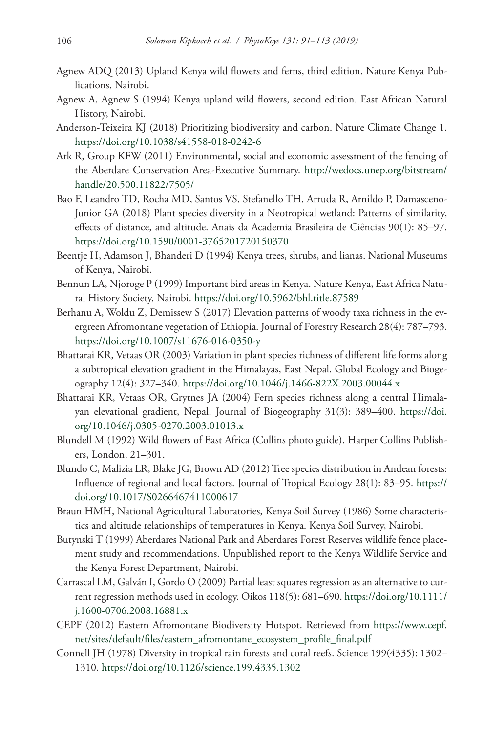Agnew ADQ (2013) Upland Kenya wild flowers and ferns, third edition. Nature Kenya Publications, Nairobi.

Agnew A, Agnew S (1994) Kenya upland wild flowers, second edition. East African Natural History, Nairobi.

Anderson-Teixeira KJ (2018) Prioritizing biodiversity and carbon. Nature Climate Change 1. https://doi.org/10.1038/s41558-018-0242-6

Ark R, Group KFW (2011) Environmental, social and economic assessment of the fencing of the Aberdare Conservation Area-Executive Summary. http://wedocs.unep.org/bitstream/handle/20.500.11822/7505/

Bao F, Leandro TD, Rocha MD, Santos VS, Stefanello TH, Arruda R, Arnildo P, Damasceno-Junior GA (2018) Plant species diversity in a Neotropical wetland: Patterns of similarity, effects of distance, and altitude. Anais da Academia Brasileira de Ciências 90(1): 85–97. https://doi.org/10.1590/0001-3765201720150370

Beentje H, Adamson J, Bhanderi D (1994) Kenya trees, shrubs, and lianas. National Museums of Kenya, Nairobi.

Bennun LA, Njoroge P (1999) Important bird areas in Kenya. Nature Kenya, East Africa Natural History Society, Nairobi. https://doi.org/10.5962/bhl.title.87589

Berhanu A, Woldu Z, Demissew S (2017) Elevation patterns of woody taxa richness in the evergreen Afromontane vegetation of Ethiopia. Journal of Forestry Research 28(4): 787–793. https://doi.org/10.1007/s11676-016-0350-y

Bhattarai KR, Vetaas OR (2003) Variation in plant species richness of different life forms along a subtropical elevation gradient in the Himalayas, East Nepal. Global Ecology and Biogeography 12(4): 327–340. https://doi.org/10.1046/j.1466-822X.2003.00044.x

Bhattarai KR, Vetaas OR, Grytnes JA (2004) Fern species richness along a central Himalayan elevational gradient, Nepal. Journal of Biogeography 31(3): 389–400. https://doi.org/10.1046/j.0305-0270.2003.01013.x

Blundell M (1992) Wild flowers of East Africa (Collins photo guide). Harper Collins Publishers, London, 21–301.

Blundo C, Malizia LR, Blake JG, Brown AD (2012) Tree species distribution in Andean forests: Influence of regional and local factors. Journal of Tropical Ecology 28(1): 83–95. https://doi.org/10.1017/S0266467411000617

Braun HMH, National Agricultural Laboratories, Kenya Soil Survey (1986) Some characteristics and altitude relationships of temperatures in Kenya. Kenya Soil Survey, Nairobi.

Butynski T (1999) Aberdares National Park and Aberdares Forest Reserves wildlife fence placement study and recommendations. Unpublished report to the Kenya Wildlife Service and the Kenya Forest Department, Nairobi.

Carrascal LM, Galván I, Gordo O (2009) Partial least squares regression as an alternative to current regression methods used in ecology. Oikos 118(5): 681–690. https://doi.org/10.1111/j.1600-0706.2008.16881.x

CEPF (2012) Eastern Afromontane Biodiversity Hotspot. Retrieved from https://www.cepf.net/sites/default/files/eastern_afromontane_ecosystem_profile_final.pdf

Connell JH (1978) Diversity in tropical rain forests and coral reefs. Science 199(4335): 1302–1310. https://doi.org/10.1126/science.199.4335.1302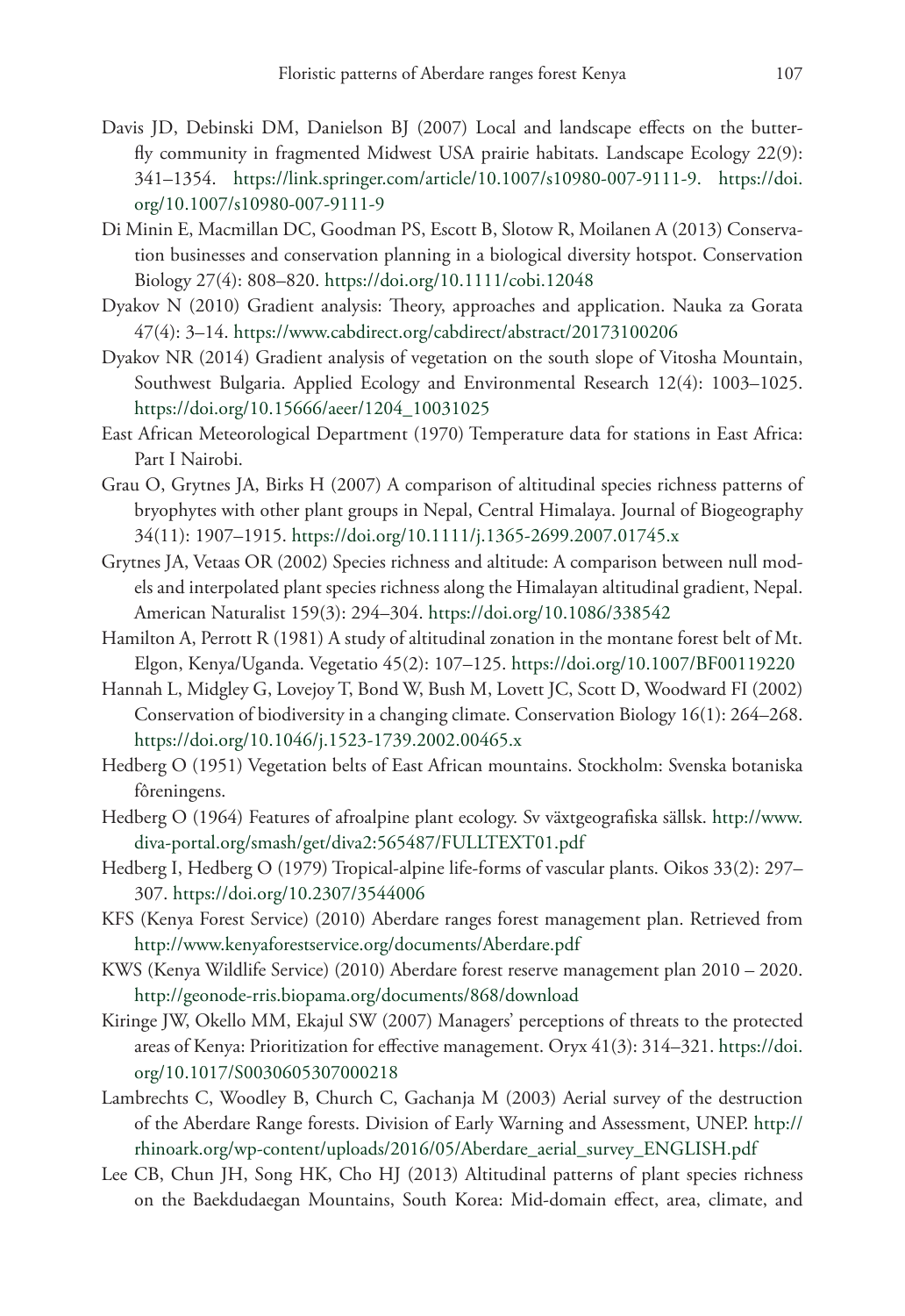Davis JD, Debinski DM, Danielson BJ (2007) Local and landscape effects on the butterfly community in fragmented Midwest USA prairie habitats. Landscape Ecology 22(9): 341–1354. https://link.springer.com/article/10.1007/s10980-007-9111-9. https://doi.org/10.1007/s10980-007-9111-9

Di Minin E, Macmillan DC, Goodman PS, Escott B, Slotow R, Moilanen A (2013) Conservation businesses and conservation planning in a biological diversity hotspot. Conservation Biology 27(4): 808–820. https://doi.org/10.1111/cobi.12048

Dyakov N (2010) Gradient analysis: Theory, approaches and application. Nauka za Gorata 47(4): 3–14. https://www.cabdirect.org/cabdirect/abstract/20173100206

Dyakov NR (2014) Gradient analysis of vegetation on the south slope of Vitosha Mountain, Southwest Bulgaria. Applied Ecology and Environmental Research 12(4): 1003–1025. https://doi.org/10.15666/aeer/1204_10031025

East African Meteorological Department (1970) Temperature data for stations in East Africa: Part I Nairobi.

Grau O, Grytnes JA, Birks H (2007) A comparison of altitudinal species richness patterns of bryophytes with other plant groups in Nepal, Central Himalaya. Journal of Biogeography 34(11): 1907–1915. https://doi.org/10.1111/j.1365-2699.2007.01745.x

Grytnes JA, Vetaas OR (2002) Species richness and altitude: A comparison between null models and interpolated plant species richness along the Himalayan altitudinal gradient, Nepal. American Naturalist 159(3): 294–304. https://doi.org/10.1086/338542

Hamilton A, Perrott R (1981) A study of altitudinal zonation in the montane forest belt of Mt. Elgon, Kenya/Uganda. Vegetatio 45(2): 107–125. https://doi.org/10.1007/BF00119220

Hannah L, Midgley G, Lovejoy T, Bond W, Bush M, Lovett JC, Scott D, Woodward FI (2002) Conservation of biodiversity in a changing climate. Conservation Biology 16(1): 264–268. https://doi.org/10.1046/j.1523-1739.2002.00465.x

Hedberg O (1951) Vegetation belts of East African mountains. Stockholm: Svenska botaniska föreningens.

Hedberg O (1964) Features of afroalpine plant ecology. Sv växtgeografiska sällsk. http://www.diva-portal.org/smash/get/diva2:565487/FULLTEXT01.pdf

Hedberg I, Hedberg O (1979) Tropical-alpine life-forms of vascular plants. Oikos 33(2): 297–307. https://doi.org/10.2307/3544006

KFS (Kenya Forest Service) (2010) Aberdare ranges forest management plan. Retrieved from http://www.kenyaforestservice.org/documents/Aberdare.pdf

KWS (Kenya Wildlife Service) (2010) Aberdare forest reserve management plan 2010 – 2020. http://geonode-rris.biopama.org/documents/868/download

Kiringe JW, Okello MM, Ekajul SW (2007) Managers' perceptions of threats to the protected areas of Kenya: Prioritization for effective management. Oryx 41(3): 314–321. https://doi.org/10.1017/S0030605307000218

Lambrechts C, Woodley B, Church C, Gachanja M (2003) Aerial survey of the destruction of the Aberdare Range forests. Division of Early Warning and Assessment, UNEP. http://rhinoark.org/wp-content/uploads/2016/05/Aberdare_aerial_survey_ENGLISH.pdf

Lee CB, Chun JH, Song HK, Cho HJ (2013) Altitudinal patterns of plant species richness on the Baekdudaegan Mountains, South Korea: Mid-domain effect, area, climate, and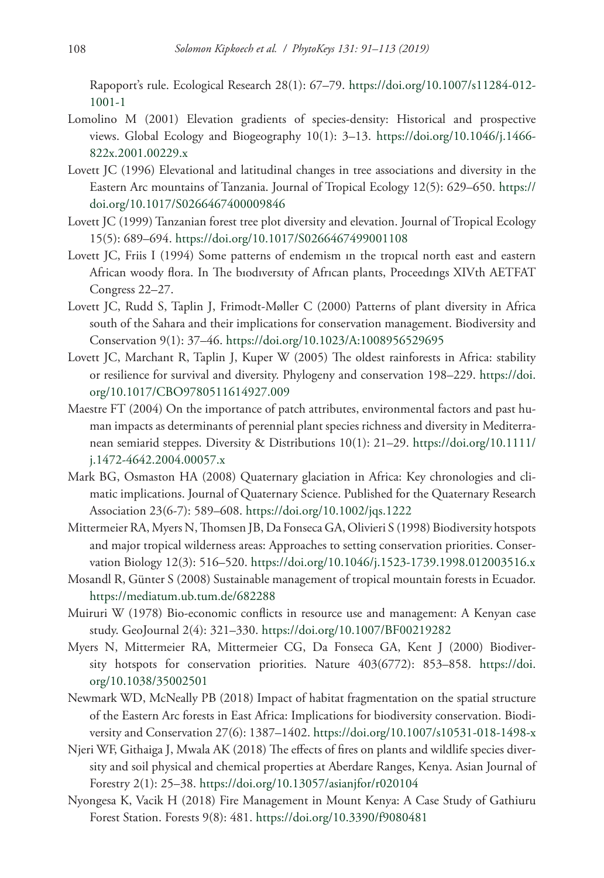Rapoport's rule. Ecological Research 28(1): 67–79. https://doi.org/10.1007/s11284-012-1001-1

Lomolino M (2001) Elevation gradients of species-density: Historical and prospective views. Global Ecology and Biogeography 10(1): 3–13. https://doi.org/10.1046/j.1466-822x.2001.00229.x

Lovett JC (1996) Elevational and latitudinal changes in tree associations and diversity in the Eastern Arc mountains of Tanzania. Journal of Tropical Ecology 12(5): 629–650. https://doi.org/10.1017/S0266467400009846

Lovett JC (1999) Tanzanian forest tree plot diversity and elevation. Journal of Tropical Ecology 15(5): 689–694. https://doi.org/10.1017/S0266467499001108

Lovett JC, Friis I (1994) Some patterns of endemism ın the tropıcal north east and eastern African woody flora. In The bıodıversıty of Afrıcan plants, Proceedıngs XIVth AETFAT Congress 22–27.

Lovett JC, Rudd S, Taplin J, Frimodt-Møller C (2000) Patterns of plant diversity in Africa south of the Sahara and their implications for conservation management. Biodiversity and Conservation 9(1): 37–46. https://doi.org/10.1023/A:1008956529695

Lovett JC, Marchant R, Taplin J, Kuper W (2005) The oldest rainforests in Africa: stability or resilience for survival and diversity. Phylogeny and conservation 198–229. https://doi.org/10.1017/CBO9780511614927.009

Maestre FT (2004) On the importance of patch attributes, environmental factors and past human impacts as determinants of perennial plant species richness and diversity in Mediterranean semiarid steppes. Diversity & Distributions 10(1): 21–29. https://doi.org/10.1111/j.1472-4642.2004.00057.x

Mark BG, Osmaston HA (2008) Quaternary glaciation in Africa: Key chronologies and climatic implications. Journal of Quaternary Science. Published for the Quaternary Research Association 23(6-7): 589–608. https://doi.org/10.1002/jqs.1222

Mittermeier RA, Myers N, Thomsen JB, Da Fonseca GA, Olivieri S (1998) Biodiversity hotspots and major tropical wilderness areas: Approaches to setting conservation priorities. Conservation Biology 12(3): 516–520. https://doi.org/10.1046/j.1523-1739.1998.012003516.x

Mosandl R, Günter S (2008) Sustainable management of tropical mountain forests in Ecuador. https://mediatum.ub.tum.de/682288

Muiruri W (1978) Bio-economic conflicts in resource use and management: A Kenyan case study. GeoJournal 2(4): 321–330. https://doi.org/10.1007/BF00219282

Myers N, Mittermeier RA, Mittermeier CG, Da Fonseca GA, Kent J (2000) Biodiversity hotspots for conservation priorities. Nature 403(6772): 853–858. https://doi.org/10.1038/35002501

Newmark WD, McNeally PB (2018) Impact of habitat fragmentation on the spatial structure of the Eastern Arc forests in East Africa: Implications for biodiversity conservation. Biodiversity and Conservation 27(6): 1387–1402. https://doi.org/10.1007/s10531-018-1498-x

Njeri WF, Githaiga J, Mwala AK (2018) The effects of fires on plants and wildlife species diversity and soil physical and chemical properties at Aberdare Ranges, Kenya. Asian Journal of Forestry 2(1): 25–38. https://doi.org/10.13057/asianjfor/r020104

Nyongesa K, Vacik H (2018) Fire Management in Mount Kenya: A Case Study of Gathiuru Forest Station. Forests 9(8): 481. https://doi.org/10.3390/f9080481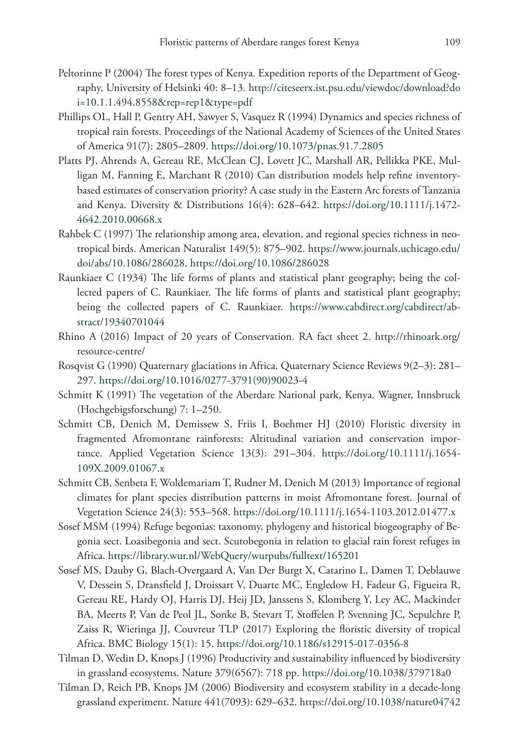Peltorinne P (2004) The forest types of Kenya. Expedition reports of the Department of Geography, University of Helsinki 40: 8–13. http://citeseerx.ist.psu.edu/viewdoc/download?doi=10.1.1.494.8558&rep=rep1&type=pdf

Phillips OL, Hall P, Gentry AH, Sawyer S, Vasquez R (1994) Dynamics and species richness of tropical rain forests. Proceedings of the National Academy of Sciences of the United States of America 91(7): 2805–2809. https://doi.org/10.1073/pnas.91.7.2805

Platts PJ, Ahrends A, Gereau RE, McClean CJ, Lovett JC, Marshall AR, Pellikka PKE, Mulligan M, Fanning E, Marchant R (2010) Can distribution models help refine inventory-based estimates of conservation priority? A case study in the Eastern Arc forests of Tanzania and Kenya. Diversity & Distributions 16(4): 628–642. https://doi.org/10.1111/j.1472-4642.2010.00668.x

Rahbek C (1997) The relationship among area, elevation, and regional species richness in neotropical birds. American Naturalist 149(5): 875–902. https://www.journals.uchicago.edu/doi/abs/10.1086/286028. https://doi.org/10.1086/286028

Raunkiaer C (1934) The life forms of plants and statistical plant geography; being the collected papers of C. Raunkiaer. The life forms of plants and statistical plant geography; being the collected papers of C. Raunkiaer. https://www.cabdirect.org/cabdirect/abstract/19340701044

Rhino A (2016) Impact of 20 years of Conservation. RA fact sheet 2. http://rhinoark.org/resource-centre/

Rosqvist G (1990) Quaternary glaciations in Africa. Quaternary Science Reviews 9(2–3): 281–297. https://doi.org/10.1016/0277-3791(90)90023-4

Schmitt K (1991) The vegetation of the Aberdare National park, Kenya. Wagner, Innsbruck (Hochgebigsforschung) 7: 1–250.

Schmitt CB, Denich M, Demissew S, Friis I, Boehmer HJ (2010) Floristic diversity in fragmented Afromontane rainforests: Altitudinal variation and conservation importance. Applied Vegetation Science 13(3): 291–304. https://doi.org/10.1111/j.1654-109X.2009.01067.x

Schmitt CB, Senbeta F, Woldemariam T, Rudner M, Denich M (2013) Importance of regional climates for plant species distribution patterns in moist Afromontane forest. Journal of Vegetation Science 24(3): 553–568. https://doi.org/10.1111/j.1654-1103.2012.01477.x

Sosef MSM (1994) Refuge begonias: taxonomy, phylogeny and historical biogeography of Begonia sect. Loasibegonia and sect. Scutobegonia in relation to glacial rain forest refuges in Africa. https://library.wur.nl/WebQuery/wurpubs/fulltext/165201

Sosef MS, Dauby G, Blach-Overgaard A, Van Der Burgt X, Catarino L, Damen T, Deblauwe V, Dessein S, Dransfield J, Droissart V, Duarte MC, Engledow H, Fadeur G, Figueira R, Gereau RE, Hardy OJ, Harris DJ, Heij JD, Janssens S, Klomberg Y, Ley AC, Mackinder BA, Meerts P, Van de Peol JL, Sonke B, Stevart T, Stoffelen P, Svenning JC, Sepulchre P, Zaiss R, Wieringa JJ, Couvreur TLP (2017) Exploring the floristic diversity of tropical Africa. BMC Biology 15(1): 15. https://doi.org/10.1186/s12915-017-0356-8

Tilman D, Wedin D, Knops J (1996) Productivity and sustainability influenced by biodiversity in grassland ecosystems. Nature 379(6567): 718 pp. https://doi.org/10.1038/379718a0

Tilman D, Reich PB, Knops JM (2006) Biodiversity and ecosystem stability in a decade-long grassland experiment. Nature 441(7093): 629–632. https://doi.org/10.1038/nature04742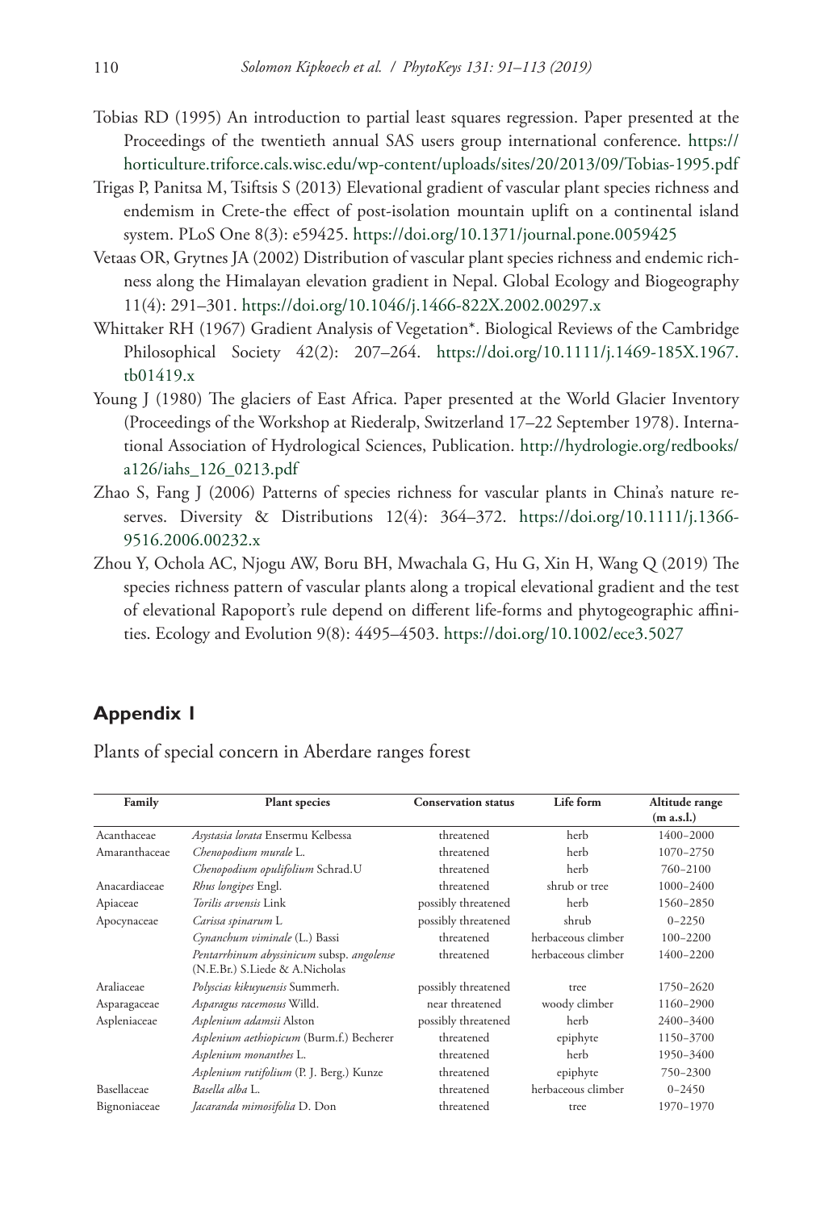Tobias RD (1995) An introduction to partial least squares regression. Paper presented at the Proceedings of the twentieth annual SAS users group international conference. https://horticulture.triforce.cals.wisc.edu/wp-content/uploads/sites/20/2013/09/Tobias-1995.pdf

Trigas P, Panitsa M, Tsiftsis S (2013) Elevational gradient of vascular plant species richness and endemism in Crete-the effect of post-isolation mountain uplift on a continental island system. PLoS One 8(3): e59425. https://doi.org/10.1371/journal.pone.0059425

Vetaas OR, Grytnes JA (2002) Distribution of vascular plant species richness and endemic richness along the Himalayan elevation gradient in Nepal. Global Ecology and Biogeography 11(4): 291–301. https://doi.org/10.1046/j.1466-822X.2002.00297.x

Whittaker RH (1967) Gradient Analysis of Vegetation*. Biological Reviews of the Cambridge Philosophical Society 42(2): 207–264. https://doi.org/10.1111/j.1469-185X.1967.tb01419.x

Young J (1980) The glaciers of East Africa. Paper presented at the World Glacier Inventory (Proceedings of the Workshop at Riederalp, Switzerland 17–22 September 1978). International Association of Hydrological Sciences, Publication. http://hydrologie.org/redbooks/a126/iahs_126_0213.pdf

Zhao S, Fang J (2006) Patterns of species richness for vascular plants in China's nature reserves. Diversity & Distributions 12(4): 364–372. https://doi.org/10.1111/j.1366-9516.2006.00232.x

Zhou Y, Ochola AC, Njogu AW, Boru BH, Mwachala G, Hu G, Xin H, Wang Q (2019) The species richness pattern of vascular plants along a tropical elevational gradient and the test of elevational Rapoport's rule depend on different life-forms and phytogeographic affinities. Ecology and Evolution 9(8): 4495–4503. https://doi.org/10.1002/ece3.5027

## Appendix 1

Plants of special concern in Aberdare ranges forest

| Family | Plant species | Conservation status | Life form | Altitude range (m a.s.l.) |
|---|---|---|---|---|
| Acanthaceae | *Asystasia lorata* Ensermu Kelbessa | threatened | herb | 1400–2000 |
| Amaranthaceae | *Chenopodium murale* L. | threatened | herb | 1070–2750 |
| | *Chenopodium opulifolium* Schrad.U | threatened | herb | 760–2100 |
| Anacardiaceae | *Rhus longipes* Engl. | threatened | shrub or tree | 1000–2400 |
| Apiaceae | *Torilis arvensis* Link | possibly threatened | herb | 1560–2850 |
| Apocynaceae | *Carissa spinarum* L | possibly threatened | shrub | 0–2250 |
| | *Cynanchum viminale* (L.) Bassi | threatened | herbaceous climber | 100–2200 |
| | *Pentarrhinum abyssinicum* subsp. *angolense* (N.E.Br.) S.Liede & A.Nicholas | threatened | herbaceous climber | 1400–2200 |
| Araliaceae | *Polyscias kikuyuensis* Summerh. | possibly threatened | tree | 1750–2620 |
| Asparagaceae | *Asparagus racemosus* Willd. | near threatened | woody climber | 1160–2900 |
| Aspleniaceae | *Asplenium adamsii* Alston | possibly threatened | herb | 2400–3400 |
| | *Asplenium aethiopicum* (Burm.f.) Becherer | threatened | epiphyte | 1150–3700 |
| | *Asplenium monanthes* L. | threatened | herb | 1950–3400 |
| | *Asplenium rutifolium* (P. J. Berg.) Kunze | threatened | epiphyte | 750–2300 |
| Basellaceae | *Basella alba* L. | threatened | herbaceous climber | 0–2450 |
| Bignoniaceae | *Jacaranda mimosifolia* D. Don | threatened | tree | 1970–1970 |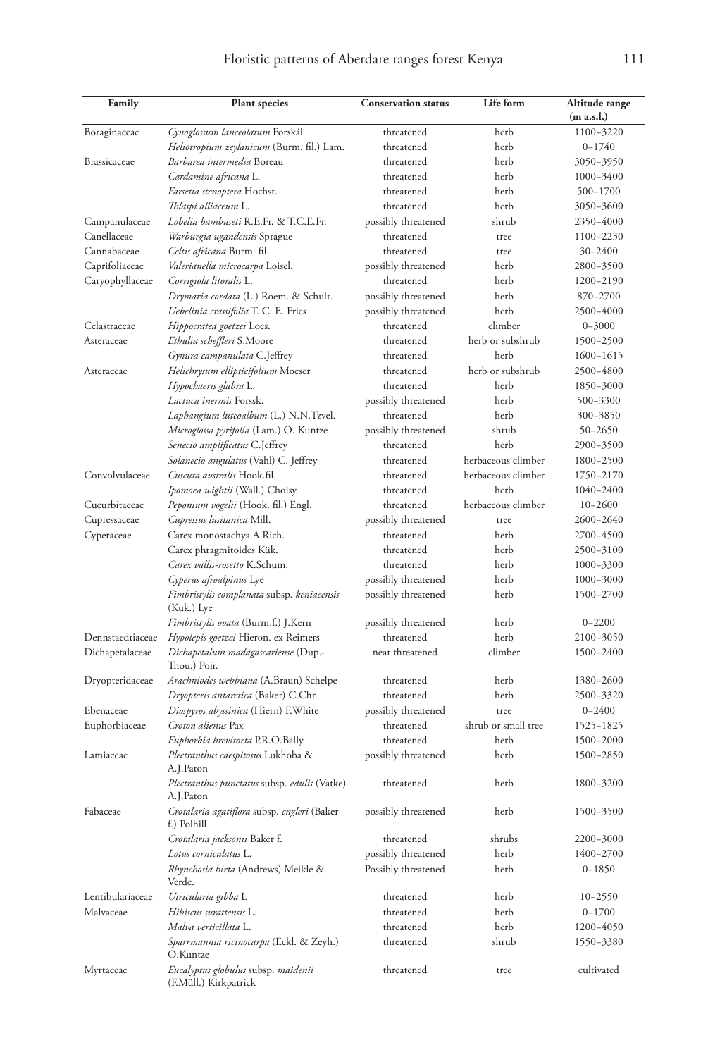| Family | Plant species | Conservation status | Life form | Altitude range (m a.s.l.) |
|---|---|---|---|---|
| Boraginaceae | *Cynoglossum lanceolatum* Forskål | threatened | herb | 1100–3220 |
| | *Heliotropium zeylanicum* (Burm. fil.) Lam. | threatened | herb | 0–1740 |
| Brassicaceae | *Barbarea intermedia* Boreau | threatened | herb | 3050–3950 |
| | *Cardamine africana* L. | threatened | herb | 1000–3400 |
| | *Farsetia stenoptera* Hochst. | threatened | herb | 500–1700 |
| | *Thlaspi alliaceum* L. | threatened | herb | 3050–3600 |
| Campanulaceae | *Lobelia bambuseti* R.E.Fr. & T.C.E.Fr. | possibly threatened | shrub | 2350–4000 |
| Canellaceae | *Warburgia ugandensis* Sprague | threatened | tree | 1100–2230 |
| Cannabaceae | *Celtis africana* Burm. fil. | threatened | tree | 30–2400 |
| Caprifoliaceae | *Valerianella microcarpa* Loisel. | possibly threatened | herb | 2800–3500 |
| Caryophyllaceae | *Corrigiola litoralis* L. | threatened | herb | 1200–2190 |
| | *Drymaria cordata* (L.) Roem. & Schult. | possibly threatened | herb | 870–2700 |
| | *Uebelinia crassifolia* T. C. E. Fries | possibly threatened | herb | 2500–4000 |
| Celastraceae | *Hippocratea goetzei* Loes. | threatened | climber | 0–3000 |
| Asteraceae | *Ethulia scheffleri* S.Moore | threatened | herb or subshrub | 1500–2500 |
| | *Gynura campanulata* C.Jeffrey | threatened | herb | 1600–1615 |
| Asteraceae | *Helichrysum ellipticifolium* Moeser | threatened | herb or subshrub | 2500–4800 |
| | *Hypochaeris glabra* L. | threatened | herb | 1850–3000 |
| | *Lactuca inermis* Forssk. | possibly threatened | herb | 500–3300 |
| | *Laphangium luteoalbum* (L.) N.N.Tzvel. | threatened | herb | 300–3850 |
| | *Microglossa pyrifolia* (Lam.) O. Kuntze | possibly threatened | shrub | 50–2650 |
| | *Senecio amplificatus* C.Jeffrey | threatened | herb | 2900–3500 |
| | *Solanecio angulatus* (Vahl) C. Jeffrey | threatened | herbaceous climber | 1800–2500 |
| Convolvulaceae | *Cuscuta australis* Hook.fil. | threatened | herbaceous climber | 1750–2170 |
| | *Ipomoea wightii* (Wall.) Choisy | threatened | herb | 1040–2400 |
| Cucurbitaceae | *Peponium vogelii* (Hook. fil.) Engl. | threatened | herbaceous climber | 10–2600 |
| Cupressaceae | *Cupressus lusitanica* Mill. | possibly threatened | tree | 2600–2640 |
| Cyperaceae | Carex monostachya A.Rich. | threatened | herb | 2700–4500 |
| | Carex phragmitoides Kük. | threatened | herb | 2500–3100 |
| | *Carex vallis-rosetto* K.Schum. | threatened | herb | 1000–3300 |
| | *Cyperus afroalpinus* Lye | possibly threatened | herb | 1000–3000 |
| | *Fimbristylis complanata* subsp. *keniaeensis* (Kük.) Lye | possibly threatened | herb | 1500–2700 |
| | *Fimbristylis ovata* (Burm.f.) J.Kern | possibly threatened | herb | 0–2200 |
| Dennstaedtiaceae | *Hypolepis goetzei* Hieron. ex Reimers | threatened | herb | 2100–3050 |
| Dichapetalaceae | *Dichapetalum madagascariense* (Dup.-Thou.) Poir. | near threatened | climber | 1500–2400 |
| Dryopteridaceae | *Arachniodes webbiana* (A.Braun) Schelpe | threatened | herb | 1380–2600 |
| | *Dryopteris antarctica* (Baker) C.Chr. | threatened | herb | 2500–3320 |
| Ebenaceae | *Diospyros abyssinica* (Hiern) F.White | possibly threatened | tree | 0–2400 |
| Euphorbiaceae | *Croton alienus* Pax | threatened | shrub or small tree | 1525–1825 |
| | *Euphorbia brevitorta* P.R.O.Bally | threatened | herb | 1500–2000 |
| Lamiaceae | *Plectranthus caespitosus* Lukhoba & A.J.Paton | possibly threatened | herb | 1500–2850 |
| | *Plectranthus punctatus* subsp. *edulis* (Vatke) A.J.Paton | threatened | herb | 1800–3200 |
| Fabaceae | *Crotalaria agatiflora* subsp. *engleri* (Baker f.) Polhill | possibly threatened | herb | 1500–3500 |
| | *Crotalaria jacksonii* Baker f. | threatened | shrubs | 2200–3000 |
| | *Lotus corniculatus* L. | possibly threatened | herb | 1400–2700 |
| | *Rhynchosia hirta* (Andrews) Meikle & Verdc. | Possibly threatened | herb | 0–1850 |
| Lentibulariaceae | *Utricularia gibba* L | threatened | herb | 10–2550 |
| Malvaceae | *Hibiscus surattensis* L. | threatened | herb | 0–1700 |
| | *Malva verticillata* L. | threatened | herb | 1200–4050 |
| | *Sparrmannia ricinocarpa* (Eckl. & Zeyh.) O.Kuntze | threatened | shrub | 1550–3380 |
| Myrtaceae | *Eucalyptus globulus* subsp. *maidenii* (F.Müll.) Kirkpatrick | threatened | tree | cultivated |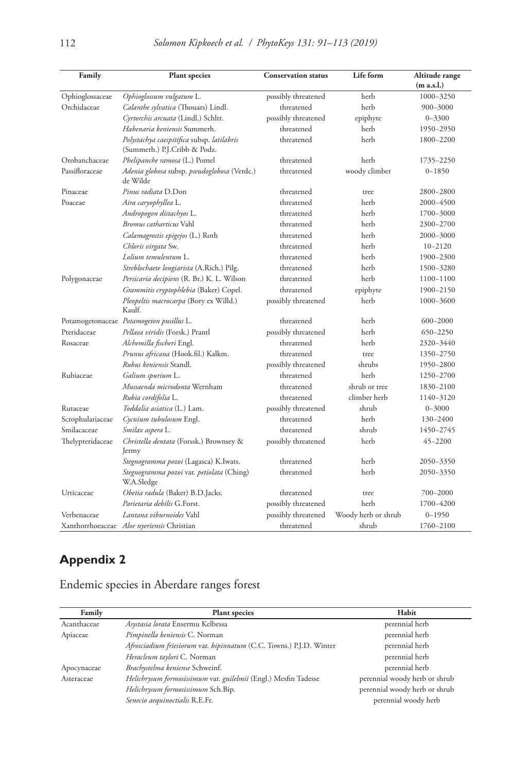| Family | Plant species | Conservation status | Life form | Altitude range (m a.s.l.) |
|---|---|---|---|---|
| Ophioglossaceae | *Ophioglossum vulgatum* L. | possibly threatened | herb | 1000–3250 |
| Orchidaceae | *Calanthe sylvatica* (Thouars) Lindl. | threatened | herb | 900–3000 |
| | *Cyrtorchis arcuata* (Lindl.) Schltr. | possibly threatened | epiphyte | 0–3300 |
| | *Habenaria keniensis* Summerh. | threatened | herb | 1950–2950 |
| | *Polystachya caespitifica* subsp. *latilabris* (Summerh.) P.J.Cribb & Podz. | threatened | herb | 1800–2200 |
| Orobanchaceae | *Phelipanche ramosa* (L.) Pomel | threatened | herb | 1735–2250 |
| Passifloraceae | *Adenia globosa* subsp. *pseudoglobosa* (Verdc.) de Wilde | threatened | woody climber | 0–1850 |
| Pinaceae | *Pinus radiata* D.Don | threatened | tree | 2800–2800 |
| Poaceae | *Aira caryophyllea* L. | threatened | herb | 2000–4500 |
| | *Andropogon distachyos* L. | threatened | herb | 1700–3000 |
| | *Bromus catharticus* Vahl | threatened | herb | 2300–2700 |
| | *Calamagrostis epigejos* (L.) Roth | threatened | herb | 2000–3000 |
| | *Chloris virgata* Sw. | threatened | herb | 10–2120 |
| | *Lolium temulentum* L. | threatened | herb | 1900–2300 |
| | *Streblochaete longiarista* (A.Rich.) Pilg. | threatened | herb | 1500–3280 |
| Polygonaceae | *Persicaria decipiens* (R. Br.) K. L. Wilson | threatened | herb | 1100–1100 |
| | *Grammitis cryptophlebia* (Baker) Copel. | threatened | epiphyte | 1900–2150 |
| | *Pleopeltis macrocarpa* (Bory ex Willd.) Kaulf. | possibly threatened | herb | 1000–3600 |
| Potamogetonaceae | *Potamogeton pusillus* L. | threatened | herb | 600–2000 |
| Pteridaceae | *Pellaea viridis* (Forsk.) Prantl | possibly threatened | herb | 650–2250 |
| Rosaceae | *Alchemilla fischeri* Engl. | threatened | herb | 2320–3440 |
| | *Prunus africana* (Hook.fil.) Kalkm. | threatened | tree | 1350–2750 |
| | *Rubus keniensis* Standl. | possibly threatened | shrubs | 1950–2800 |
| Rubiaceae | *Galium spurium* L. | threatened | herb | 1250–2700 |
| | *Mussaenda microdonta* Wernham | threatened | shrub or tree | 1830–2100 |
| | *Rubia cordifolia* L. | threatened | climber herb | 1140–3120 |
| Rutaceae | *Toddalia asiatica* (L.) Lam. | possibly threatened | shrub | 0–3000 |
| Scrophulariaceae | *Cycnium tubulosum* Engl. | threatened | herb | 130–2400 |
| Smilacaceae | *Smilax aspera* L. | threatened | shrub | 1450–2745 |
| Thelypteridaceae | *Christella dentata* (Forssk.) Brownsey & Jermy | possibly threatened | herb | 45–2200 |
| | *Stegnogramma pozoi* (Lagasca) K.Iwats. | threatened | herb | 2050–3350 |
| | *Stegnogramma pozoi* var. *petiolata* (Ching) W.A.Sledge | threatened | herb | 2050–3350 |
| Urticaceae | *Obetia radula* (Baker) B.D.Jacks. | threatened | tree | 700–2000 |
| | *Parietaria debilis* G.Forst. | possibly threatened | herb | 1700–4200 |
| Verbenaceae | *Lantana viburnoides* Vahl | possibly threatened | Woody herb or shrub | 0–1950 |
| Xanthorrhoeaceae | *Aloe nyeriensis* Christian | threatened | shrub | 1760–2100 |

## Appendix 2

Endemic species in Aberdare ranges forest

| Family | Plant species | Habit |
|---|---|---|
| Acanthaceae | *Asystasia lorata* Ensermu Kelbessa | perennial herb |
| Apiaceae | *Pimpinella keniensis* C. Norman | perennial herb |
| | *Afrosciadium friesiorum* var. *bipinnatum* (C.C. Towns.) P.J.D. Winter | perennial herb |
| | *Heracleum taylori* C. Norman | perennial herb |
| Apocynaceae | *Brachystelma keniense* Schweinf. | perennial herb |
| Asteraceae | *Helichrysum formosissimum* var. *guilelmii* (Engl.) Mesfin Tadesse | perennial woody herb or shrub |
| | *Helichrysum formosissimum* Sch.Bip. | perennial woody herb or shrub |
| | *Senecio aequinoctialis* R.E.Fr. | perennial woody herb |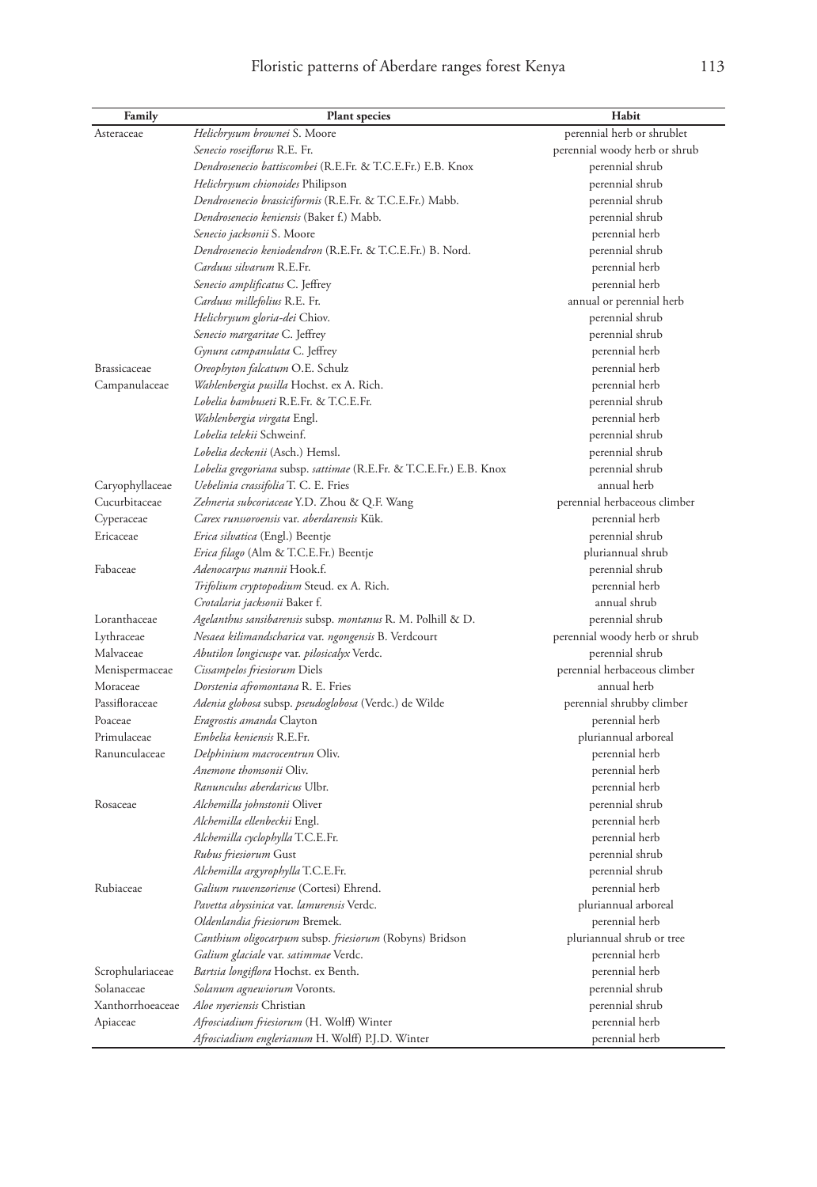| Family | Plant species | Habit |
|---|---|---|
| Asteraceae | *Helichrysum brownei* S. Moore | perennial herb or shrublet |
| | *Senecio roseiflorus* R.E. Fr. | perennial woody herb or shrub |
| | *Dendrosenecio battiscombei* (R.E.Fr. & T.C.E.Fr.) E.B. Knox | perennial shrub |
| | *Helichrysum chionoides* Philipson | perennial shrub |
| | *Dendrosenecio brassiciformis* (R.E.Fr. & T.C.E.Fr.) Mabb. | perennial shrub |
| | *Dendrosenecio keniensis* (Baker f.) Mabb. | perennial shrub |
| | *Senecio jacksonii* S. Moore | perennial herb |
| | *Dendrosenecio keniodendron* (R.E.Fr. & T.C.E.Fr.) B. Nord. | perennial shrub |
| | *Carduus silvarum* R.E.Fr. | perennial herb |
| | *Senecio amplificatus* C. Jeffrey | perennial herb |
| | *Carduus millefolius* R.E. Fr. | annual or perennial herb |
| | *Helichrysum gloria-dei* Chiov. | perennial shrub |
| | *Senecio margaritae* C. Jeffrey | perennial shrub |
| | *Gynura campanulata* C. Jeffrey | perennial herb |
| Brassicaceae | *Oreophyton falcatum* O.E. Schulz | perennial herb |
| Campanulaceae | *Wahlenbergia pusilla* Hochst. ex A. Rich. | perennial herb |
| | *Lobelia bambuseti* R.E.Fr. & T.C.E.Fr. | perennial shrub |
| | *Wahlenbergia virgata* Engl. | perennial herb |
| | *Lobelia telekii* Schweinf. | perennial shrub |
| | *Lobelia deckenii* (Asch.) Hemsl. | perennial shrub |
| | *Lobelia gregoriana* subsp. *sattimae* (R.E.Fr. & T.C.E.Fr.) E.B. Knox | perennial shrub |
| Caryophyllaceae | *Uebelinia crassifolia* T. C. E. Fries | annual herb |
| Cucurbitaceae | *Zehneria subcoriaceae* Y.D. Zhou & Q.F. Wang | perennial herbaceous climber |
| Cyperaceae | *Carex runssoroensis* var. *aberdarensis* Kük. | perennial herb |
| Ericaceae | *Erica silvatica* (Engl.) Beentje | perennial shrub |
| | *Erica filago* (Alm & T.C.E.Fr.) Beentje | pluriannual shrub |
| Fabaceae | *Adenocarpus mannii* Hook.f. | perennial shrub |
| | *Trifolium cryptopodium* Steud. ex A. Rich. | perennial herb |
| | *Crotalaria jacksonii* Baker f. | annual shrub |
| Loranthaceae | *Agelanthus sansibarensis* subsp. *montanus* R. M. Polhill & D. | perennial shrub |
| Lythraceae | *Nesaea kilimandscharica* var. *ngongensis* B. Verdcourt | perennial woody herb or shrub |
| Malvaceae | *Abutilon longicuspe* var. *pilosicalyx* Verdc. | perennial shrub |
| Menispermaceae | *Cissampelos friesiorum* Diels | perennial herbaceous climber |
| Moraceae | *Dorstenia afromontana* R. E. Fries | annual herb |
| Passifloraceae | *Adenia globosa* subsp. *pseudoglobosa* (Verdc.) de Wilde | perennial shrubby climber |
| Poaceae | *Eragrostis amanda* Clayton | perennial herb |
| Primulaceae | *Embelia keniensis* R.E.Fr. | pluriannual arboreal |
| Ranunculaceae | *Delphinium macrocentrun* Oliv. | perennial herb |
| | *Anemone thomsonii* Oliv. | perennial herb |
| | *Ranunculus aberdaricus* Ulbr. | perennial herb |
| Rosaceae | *Alchemilla johnstonii* Oliver | perennial shrub |
| | *Alchemilla ellenbeckii* Engl. | perennial herb |
| | *Alchemilla cyclophylla* T.C.E.Fr. | perennial herb |
| | *Rubus friesiorum* Gust | perennial shrub |
| | *Alchemilla argyrophylla* T.C.E.Fr. | perennial shrub |
| Rubiaceae | *Galium ruwenzoriense* (Cortesi) Ehrend. | perennial herb |
| | *Pavetta abyssinica* var. *lamurensis* Verdc. | pluriannual arboreal |
| | *Oldenlandia friesiorum* Bremek. | perennial herb |
| | *Canthium oligocarpum* subsp. *friesiorum* (Robyns) Bridson | pluriannual shrub or tree |
| | *Galium glaciale* var. *satimmae* Verdc. | perennial herb |
| Scrophulariaceae | *Bartsia longiflora* Hochst. ex Benth. | perennial herb |
| Solanaceae | *Solanum agnewiorum* Voronts. | perennial shrub |
| Xanthorrhoeaceae | *Aloe nyeriensis* Christian | perennial shrub |
| Apiaceae | *Afrosciadium friesiorum* (H. Wolff) Winter | perennial herb |
| | *Afrosciadium englerianum* H. Wolff) P.J.D. Winter | perennial herb |